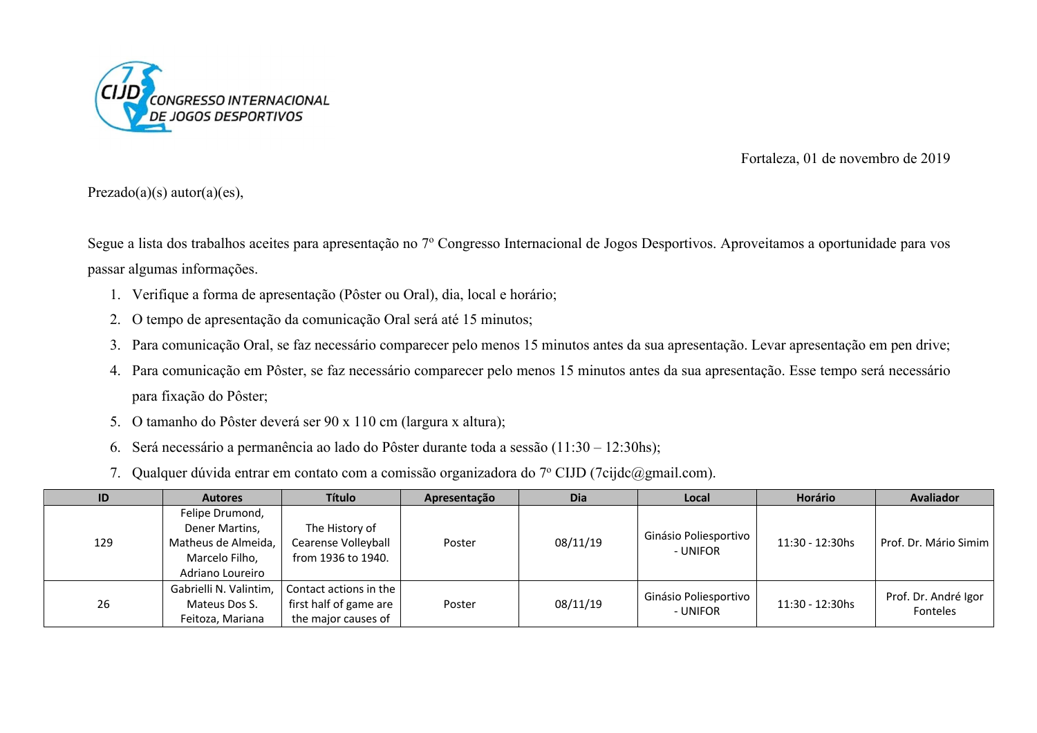7 CIJD CONGRESSO INTERNACIONAL DE JOGOS DESPORTIVOS

Fortaleza, 01 de novembro de 2019

Prezado(a)(s) autor(a)(es),

Segue a lista dos trabalhos aceites para apresentação no 7º Congresso Internacional de Jogos Desportivos. Aproveitamos a oportunidade para vos passar algumas informações.

1. Verifique a forma de apresentação (Pôster ou Oral), dia, local e horário;
2. O tempo de apresentação da comunicação Oral será até 15 minutos;
3. Para comunicação Oral, se faz necessário comparecer pelo menos 15 minutos antes da sua apresentação. Levar apresentação em pen drive;
4. Para comunicação em Pôster, se faz necessário comparecer pelo menos 15 minutos antes da sua apresentação. Esse tempo será necessário para fixação do Pôster;
5. O tamanho do Pôster deverá ser 90 x 110 cm (largura x altura);
6. Será necessário a permanência ao lado do Pôster durante toda a sessão (11:30 – 12:30hs);
7. Qualquer dúvida entrar em contato com a comissão organizadora do 7º CIJD (7cijdc@gmail.com).

| ID | Autores | Título | Apresentação | Dia | Local | Horário | Avaliador |
|---|---|---|---|---|---|---|---|
| 129 | Felipe Drumond, Dener Martins, Matheus de Almeida, Marcelo Filho, Adriano Loureiro | The History of Cearense Volleyball from 1936 to 1940. | Poster | 08/11/19 | Ginásio Poliesportivo - UNIFOR | 11:30 - 12:30hs | Prof. Dr. Mário Simim |
| 26 | Gabrielli N. Valintim, Mateus Dos S. Feitoza, Mariana | Contact actions in the first half of game are the major causes of | Poster | 08/11/19 | Ginásio Poliesportivo - UNIFOR | 11:30 - 12:30hs | Prof. Dr. André Igor Fonteles |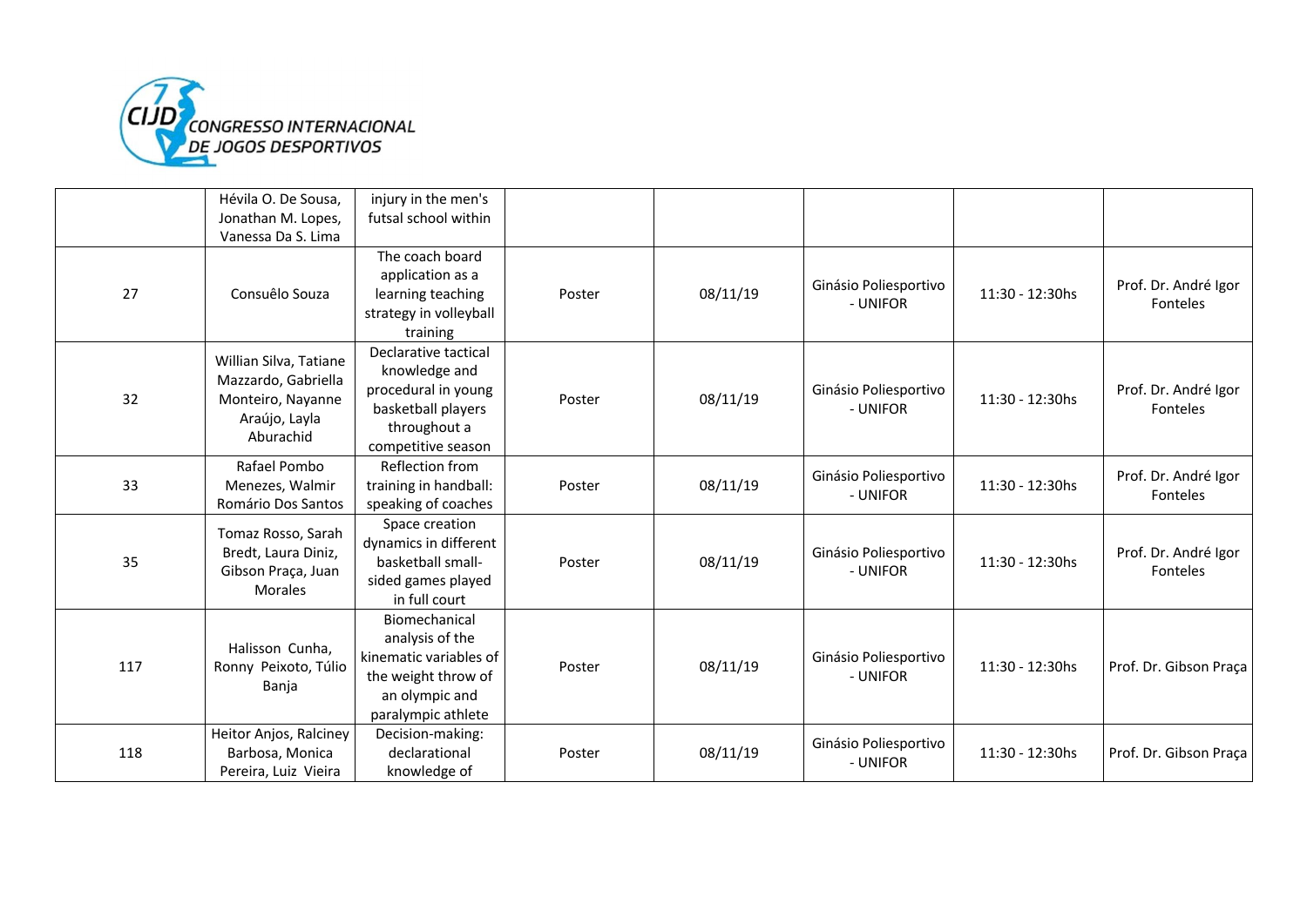| | Hévila O. De Sousa, Jonathan M. Lopes, Vanessa Da S. Lima | injury in the men's futsal school within | | | | | |
|---|---|---|---|---|---|---|---|
| 27 | Consuêlo Souza | The coach board application as a learning teaching strategy in volleyball training | Poster | 08/11/19 | Ginásio Poliesportivo - UNIFOR | 11:30 - 12:30hs | Prof. Dr. André Igor Fonteles |
| 32 | Willian Silva, Tatiane Mazzardo, Gabriella Monteiro, Nayanne Araújo, Layla Aburachid | Declarative tactical knowledge and procedural in young basketball players throughout a competitive season | Poster | 08/11/19 | Ginásio Poliesportivo - UNIFOR | 11:30 - 12:30hs | Prof. Dr. André Igor Fonteles |
| 33 | Rafael Pombo Menezes, Walmir Romário Dos Santos | Reflection from training in handball: speaking of coaches | Poster | 08/11/19 | Ginásio Poliesportivo - UNIFOR | 11:30 - 12:30hs | Prof. Dr. André Igor Fonteles |
| 35 | Tomaz Rosso, Sarah Bredt, Laura Diniz, Gibson Praça, Juan Morales | Space creation dynamics in different basketball small-sided games played in full court | Poster | 08/11/19 | Ginásio Poliesportivo - UNIFOR | 11:30 - 12:30hs | Prof. Dr. André Igor Fonteles |
| 117 | Halisson Cunha, Ronny Peixoto, Túlio Banja | Biomechanical analysis of the kinematic variables of the weight throw of an olympic and paralympic athlete | Poster | 08/11/19 | Ginásio Poliesportivo - UNIFOR | 11:30 - 12:30hs | Prof. Dr. Gibson Praça |
| 118 | Heitor Anjos, Ralciney Barbosa, Monica Pereira, Luiz Vieira | Decision-making: declarational knowledge of | Poster | 08/11/19 | Ginásio Poliesportivo - UNIFOR | 11:30 - 12:30hs | Prof. Dr. Gibson Praça |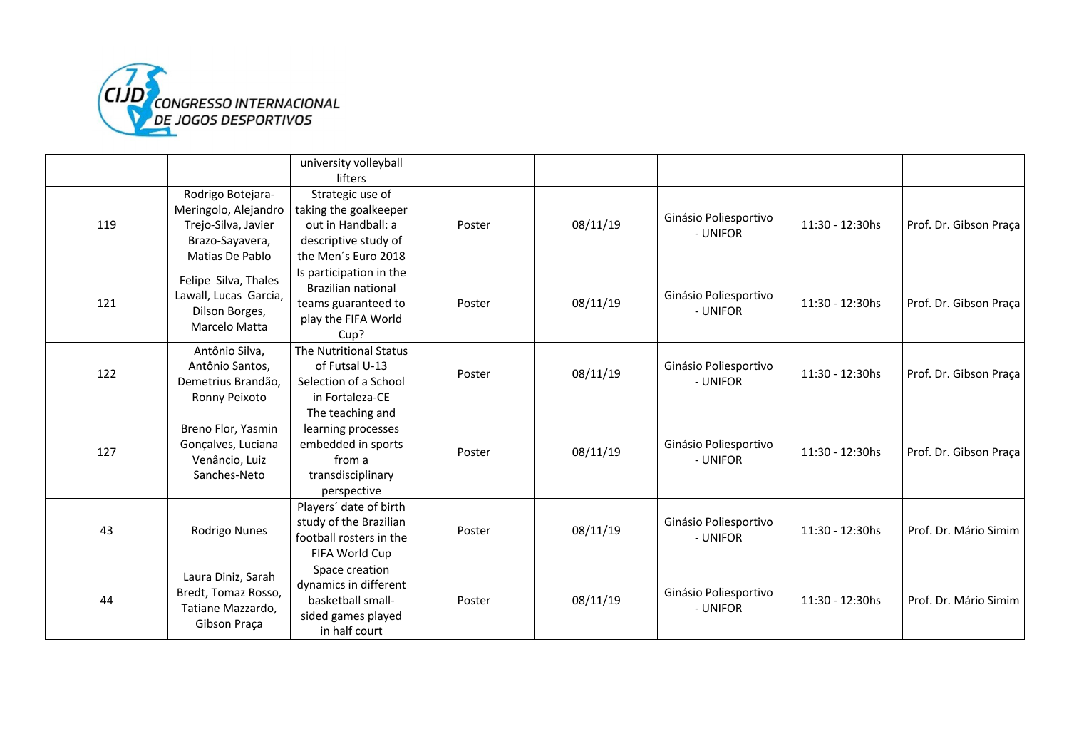| | | university volleyball lifters | | | | | |
|---|---|---|---|---|---|---|---|
| 119 | Rodrigo Botejara-Meringolo, Alejandro Trejo-Silva, Javier Brazo-Sayavera, Matias De Pablo | Strategic use of taking the goalkeeper out in Handball: a descriptive study of the Men´s Euro 2018 | Poster | 08/11/19 | Ginásio Poliesportivo - UNIFOR | 11:30 - 12:30hs | Prof. Dr. Gibson Praça |
| 121 | Felipe Silva, Thales Lawall, Lucas Garcia, Dilson Borges, Marcelo Matta | Is participation in the Brazilian national teams guaranteed to play the FIFA World Cup? | Poster | 08/11/19 | Ginásio Poliesportivo - UNIFOR | 11:30 - 12:30hs | Prof. Dr. Gibson Praça |
| 122 | Antônio Silva, Antônio Santos, Demetrius Brandão, Ronny Peixoto | The Nutritional Status of Futsal U-13 Selection of a School in Fortaleza-CE | Poster | 08/11/19 | Ginásio Poliesportivo - UNIFOR | 11:30 - 12:30hs | Prof. Dr. Gibson Praça |
| 127 | Breno Flor, Yasmin Gonçalves, Luciana Venâncio, Luiz Sanches-Neto | The teaching and learning processes embedded in sports from a transdisciplinary perspective | Poster | 08/11/19 | Ginásio Poliesportivo - UNIFOR | 11:30 - 12:30hs | Prof. Dr. Gibson Praça |
| 43 | Rodrigo Nunes | Players´ date of birth study of the Brazilian football rosters in the FIFA World Cup | Poster | 08/11/19 | Ginásio Poliesportivo - UNIFOR | 11:30 - 12:30hs | Prof. Dr. Mário Simim |
| 44 | Laura Diniz, Sarah Bredt, Tomaz Rosso, Tatiane Mazzardo, Gibson Praça | Space creation dynamics in different basketball small-sided games played in half court | Poster | 08/11/19 | Ginásio Poliesportivo - UNIFOR | 11:30 - 12:30hs | Prof. Dr. Mário Simim |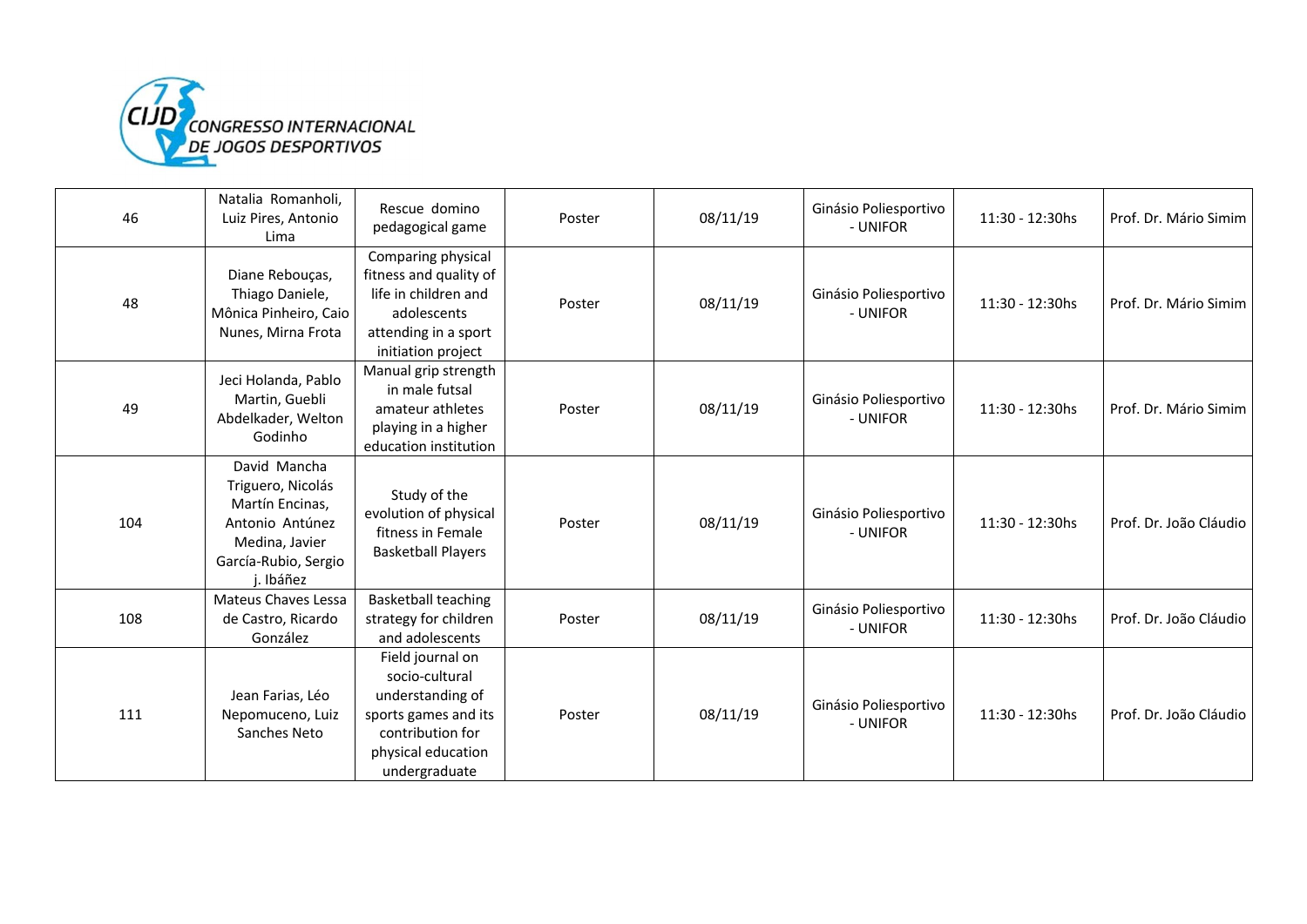| 46 | Natalia Romanholi, Luiz Pires, Antonio Lima | Rescue domino pedagogical game | Poster | 08/11/19 | Ginásio Poliesportivo - UNIFOR | 11:30 - 12:30hs | Prof. Dr. Mário Simim |
|---|---|---|---|---|---|---|---|
| 48 | Diane Rebouças, Thiago Daniele, Mônica Pinheiro, Caio Nunes, Mirna Frota | Comparing physical fitness and quality of life in children and adolescents attending in a sport initiation project | Poster | 08/11/19 | Ginásio Poliesportivo - UNIFOR | 11:30 - 12:30hs | Prof. Dr. Mário Simim |
| 49 | Jeci Holanda, Pablo Martin, Guebli Abdelkader, Welton Godinho | Manual grip strength in male futsal amateur athletes playing in a higher education institution | Poster | 08/11/19 | Ginásio Poliesportivo - UNIFOR | 11:30 - 12:30hs | Prof. Dr. Mário Simim |
| 104 | David Mancha Triguero, Nicolás Martín Encinas, Antonio Antúnez Medina, Javier García-Rubio, Sergio j. Ibáñez | Study of the evolution of physical fitness in Female Basketball Players | Poster | 08/11/19 | Ginásio Poliesportivo - UNIFOR | 11:30 - 12:30hs | Prof. Dr. João Cláudio |
| 108 | Mateus Chaves Lessa de Castro, Ricardo González | Basketball teaching strategy for children and adolescents | Poster | 08/11/19 | Ginásio Poliesportivo - UNIFOR | 11:30 - 12:30hs | Prof. Dr. João Cláudio |
| 111 | Jean Farias, Léo Nepomuceno, Luiz Sanches Neto | Field journal on socio-cultural understanding of sports games and its contribution for physical education undergraduate | Poster | 08/11/19 | Ginásio Poliesportivo - UNIFOR | 11:30 - 12:30hs | Prof. Dr. João Cláudio |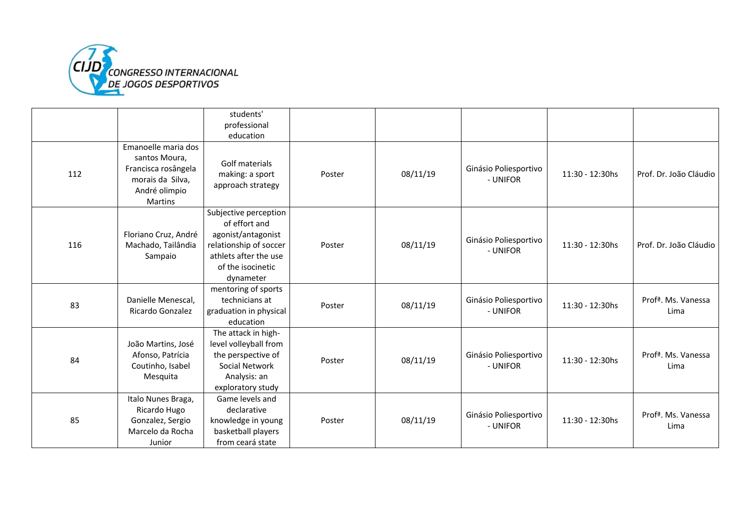|  |  | students' professional education |  |  |  |  |  |
|---|---|---|---|---|---|---|---|
| 112 | Emanoelle maria dos santos Moura, Francisca rosângela morais da Silva, André olimpio Martins | Golf materials making: a sport approach strategy | Poster | 08/11/19 | Ginásio Poliesportivo - UNIFOR | 11:30 - 12:30hs | Prof. Dr. João Cláudio |
| 116 | Floriano Cruz, André Machado, Tailândia Sampaio | Subjective perception of effort and agonist/antagonist relationship of soccer athlets after the use of the isocinetic dynameter | Poster | 08/11/19 | Ginásio Poliesportivo - UNIFOR | 11:30 - 12:30hs | Prof. Dr. João Cláudio |
| 83 | Danielle Menescal, Ricardo Gonzalez | mentoring of sports technicians at graduation in physical education | Poster | 08/11/19 | Ginásio Poliesportivo - UNIFOR | 11:30 - 12:30hs | Profª. Ms. Vanessa Lima |
| 84 | João Martins, José Afonso, Patrícia Coutinho, Isabel Mesquita | The attack in high-level volleyball from the perspective of Social Network Analysis: an exploratory study | Poster | 08/11/19 | Ginásio Poliesportivo - UNIFOR | 11:30 - 12:30hs | Profª. Ms. Vanessa Lima |
| 85 | Italo Nunes Braga, Ricardo Hugo Gonzalez, Sergio Marcelo da Rocha Junior | Game levels and declarative knowledge in young basketball players from ceará state | Poster | 08/11/19 | Ginásio Poliesportivo - UNIFOR | 11:30 - 12:30hs | Profª. Ms. Vanessa Lima |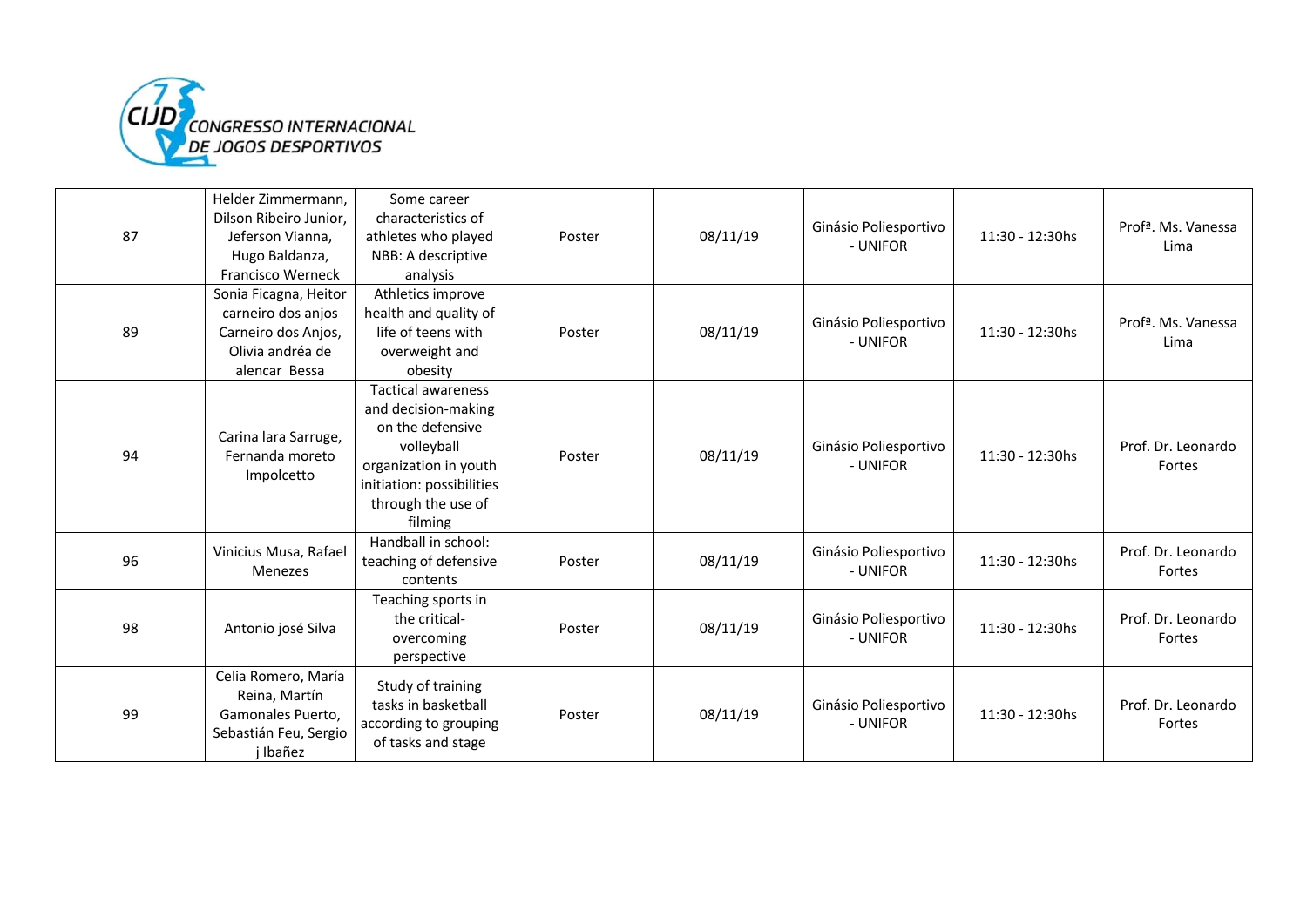| 87 | Helder Zimmermann, Dilson Ribeiro Junior, Jeferson Vianna, Hugo Baldanza, Francisco Werneck | Some career characteristics of athletes who played NBB: A descriptive analysis | Poster | 08/11/19 | Ginásio Poliesportivo - UNIFOR | 11:30 - 12:30hs | Profª. Ms. Vanessa Lima |
|---|---|---|---|---|---|---|---|
| 89 | Sonia Ficagna, Heitor carneiro dos anjos Carneiro dos Anjos, Olivia andréa de alencar Bessa | Athletics improve health and quality of life of teens with overweight and obesity | Poster | 08/11/19 | Ginásio Poliesportivo - UNIFOR | 11:30 - 12:30hs | Profª. Ms. Vanessa Lima |
| 94 | Carina lara Sarruge, Fernanda moreto Impolcetto | Tactical awareness and decision-making on the defensive volleyball organization in youth initiation: possibilities through the use of filming | Poster | 08/11/19 | Ginásio Poliesportivo - UNIFOR | 11:30 - 12:30hs | Prof. Dr. Leonardo Fortes |
| 96 | Vinicius Musa, Rafael Menezes | Handball in school: teaching of defensive contents | Poster | 08/11/19 | Ginásio Poliesportivo - UNIFOR | 11:30 - 12:30hs | Prof. Dr. Leonardo Fortes |
| 98 | Antonio josé Silva | Teaching sports in the critical-overcoming perspective | Poster | 08/11/19 | Ginásio Poliesportivo - UNIFOR | 11:30 - 12:30hs | Prof. Dr. Leonardo Fortes |
| 99 | Celia Romero, María Reina, Martín Gamonales Puerto, Sebastián Feu, Sergio j Ibañez | Study of training tasks in basketball according to grouping of tasks and stage | Poster | 08/11/19 | Ginásio Poliesportivo - UNIFOR | 11:30 - 12:30hs | Prof. Dr. Leonardo Fortes |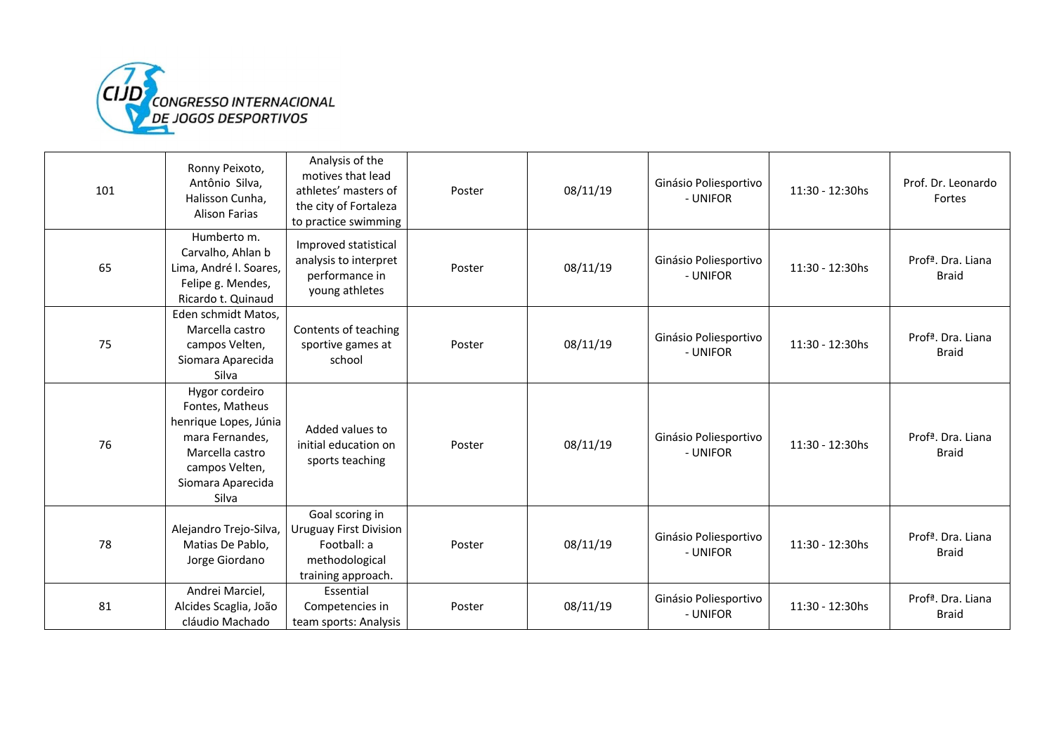| 101 | Ronny Peixoto, Antônio Silva, Halisson Cunha, Alison Farias | Analysis of the motives that lead athletes' masters of the city of Fortaleza to practice swimming | Poster | 08/11/19 | Ginásio Poliesportivo - UNIFOR | 11:30 - 12:30hs | Prof. Dr. Leonardo Fortes |
|---|---|---|---|---|---|---|---|
| 65 | Humberto m. Carvalho, Ahlan b Lima, André l. Soares, Felipe g. Mendes, Ricardo t. Quinaud | Improved statistical analysis to interpret performance in young athletes | Poster | 08/11/19 | Ginásio Poliesportivo - UNIFOR | 11:30 - 12:30hs | Profª. Dra. Liana Braid |
| 75 | Eden schmidt Matos, Marcella castro campos Velten, Siomara Aparecida Silva | Contents of teaching sportive games at school | Poster | 08/11/19 | Ginásio Poliesportivo - UNIFOR | 11:30 - 12:30hs | Profª. Dra. Liana Braid |
| 76 | Hygor cordeiro Fontes, Matheus henrique Lopes, Júnia mara Fernandes, Marcella castro campos Velten, Siomara Aparecida Silva | Added values to initial education on sports teaching | Poster | 08/11/19 | Ginásio Poliesportivo - UNIFOR | 11:30 - 12:30hs | Profª. Dra. Liana Braid |
| 78 | Alejandro Trejo-Silva, Matias De Pablo, Jorge Giordano | Goal scoring in Uruguay First Division Football: a methodological training approach. | Poster | 08/11/19 | Ginásio Poliesportivo - UNIFOR | 11:30 - 12:30hs | Profª. Dra. Liana Braid |
| 81 | Andrei Marciel, Alcides Scaglia, João cláudio Machado | Essential Competencies in team sports: Analysis | Poster | 08/11/19 | Ginásio Poliesportivo - UNIFOR | 11:30 - 12:30hs | Profª. Dra. Liana Braid |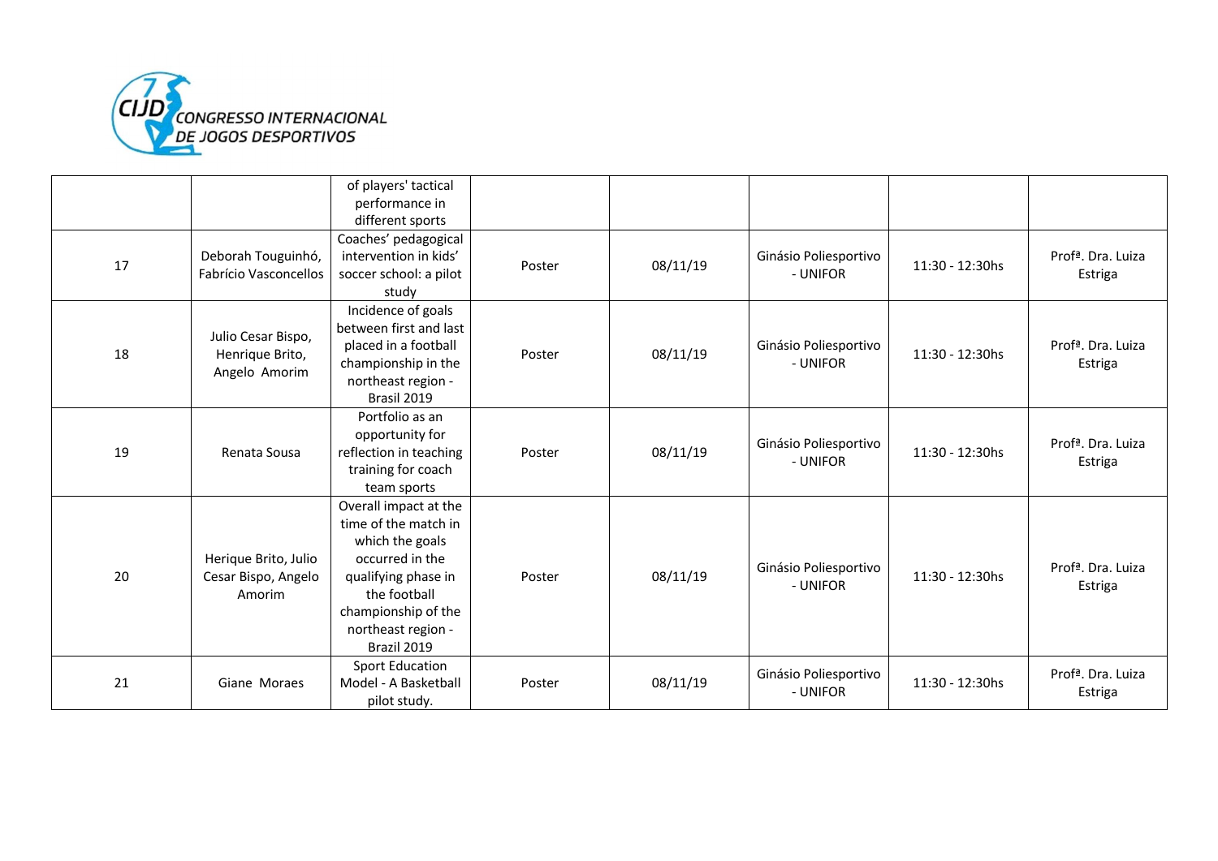| | | of players' tactical performance in different sports | | | | | |
|---|---|---|---|---|---|---|---|
| 17 | Deborah Touguinhó, Fabrício Vasconcellos | Coaches' pedagogical intervention in kids' soccer school: a pilot study | Poster | 08/11/19 | Ginásio Poliesportivo - UNIFOR | 11:30 - 12:30hs | Profª. Dra. Luiza Estriga |
| 18 | Julio Cesar Bispo, Henrique Brito, Angelo Amorim | Incidence of goals between first and last placed in a football championship in the northeast region - Brasil 2019 | Poster | 08/11/19 | Ginásio Poliesportivo - UNIFOR | 11:30 - 12:30hs | Profª. Dra. Luiza Estriga |
| 19 | Renata Sousa | Portfolio as an opportunity for reflection in teaching training for coach team sports | Poster | 08/11/19 | Ginásio Poliesportivo - UNIFOR | 11:30 - 12:30hs | Profª. Dra. Luiza Estriga |
| 20 | Herique Brito, Julio Cesar Bispo, Angelo Amorim | Overall impact at the time of the match in which the goals occurred in the qualifying phase in the football championship of the northeast region - Brazil 2019 | Poster | 08/11/19 | Ginásio Poliesportivo - UNIFOR | 11:30 - 12:30hs | Profª. Dra. Luiza Estriga |
| 21 | Giane Moraes | Sport Education Model - A Basketball pilot study. | Poster | 08/11/19 | Ginásio Poliesportivo - UNIFOR | 11:30 - 12:30hs | Profª. Dra. Luiza Estriga |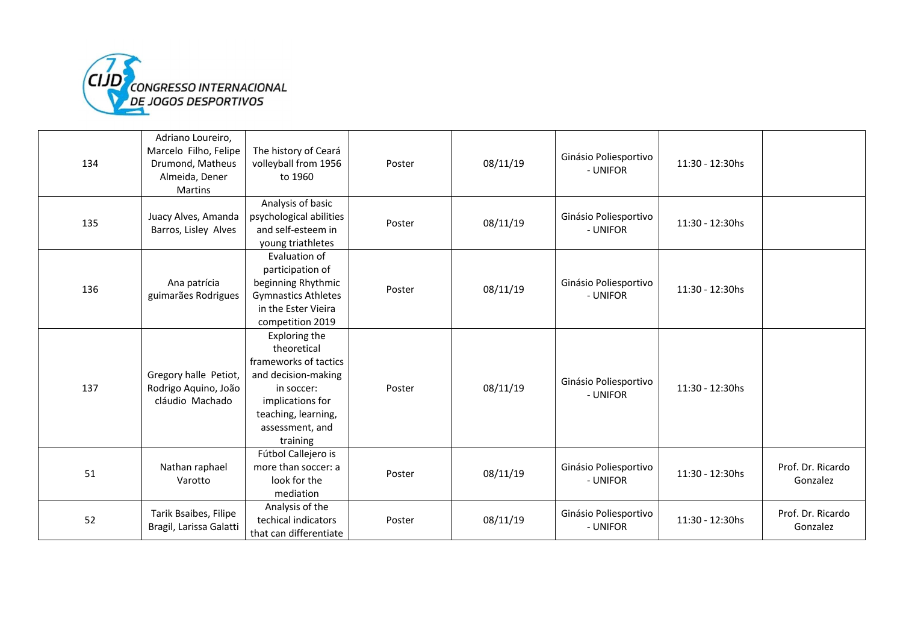| | | | | | | | |
|---|---|---|---|---|---|---|---|
| 134 | Adriano Loureiro, Marcelo Filho, Felipe Drumond, Matheus Almeida, Dener Martins | The history of Ceará volleyball from 1956 to 1960 | Poster | 08/11/19 | Ginásio Poliesportivo - UNIFOR | 11:30 - 12:30hs | |
| 135 | Juacy Alves, Amanda Barros, Lisley Alves | Analysis of basic psychological abilities and self-esteem in young triathletes | Poster | 08/11/19 | Ginásio Poliesportivo - UNIFOR | 11:30 - 12:30hs | |
| 136 | Ana patrícia guimarães Rodrigues | Evaluation of participation of beginning Rhythmic Gymnastics Athletes in the Ester Vieira competition 2019 | Poster | 08/11/19 | Ginásio Poliesportivo - UNIFOR | 11:30 - 12:30hs | |
| 137 | Gregory halle Petiot, Rodrigo Aquino, João cláudio Machado | Exploring the theoretical frameworks of tactics and decision-making in soccer: implications for teaching, learning, assessment, and training | Poster | 08/11/19 | Ginásio Poliesportivo - UNIFOR | 11:30 - 12:30hs | |
| 51 | Nathan raphael Varotto | Fútbol Callejero is more than soccer: a look for the mediation | Poster | 08/11/19 | Ginásio Poliesportivo - UNIFOR | 11:30 - 12:30hs | Prof. Dr. Ricardo Gonzalez |
| 52 | Tarik Bsaibes, Filipe Bragil, Larissa Galatti | Analysis of the techical indicators that can differentiate | Poster | 08/11/19 | Ginásio Poliesportivo - UNIFOR | 11:30 - 12:30hs | Prof. Dr. Ricardo Gonzalez |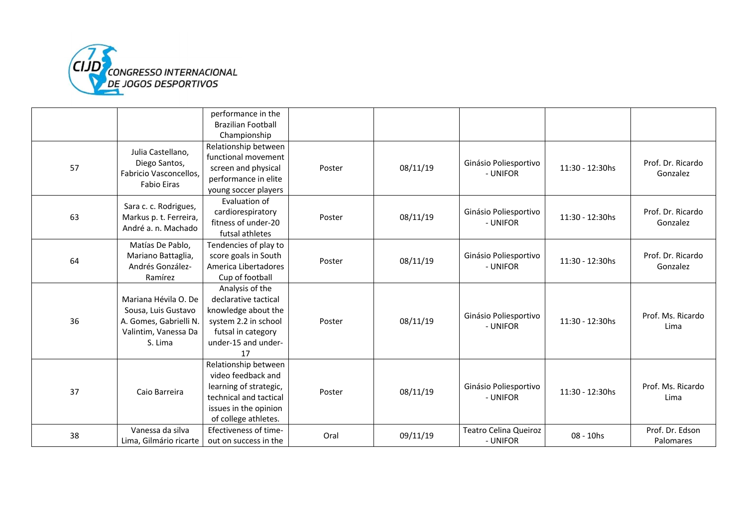|  |  | performance in the Brazilian Football Championship |  |  |  |  |  |
| --- | --- | --- | --- | --- | --- | --- | --- |
| 57 | Julia Castellano, Diego Santos, Fabricio Vasconcellos, Fabio Eiras | Relationship between functional movement screen and physical performance in elite young soccer players | Poster | 08/11/19 | Ginásio Poliesportivo - UNIFOR | 11:30 - 12:30hs | Prof. Dr. Ricardo Gonzalez |
| 63 | Sara c. c. Rodrigues, Markus p. t. Ferreira, André a. n. Machado | Evaluation of cardiorespiratory fitness of under-20 futsal athletes | Poster | 08/11/19 | Ginásio Poliesportivo - UNIFOR | 11:30 - 12:30hs | Prof. Dr. Ricardo Gonzalez |
| 64 | Matías De Pablo, Mariano Battaglia, Andrés González-Ramírez | Tendencies of play to score goals in South America Libertadores Cup of football | Poster | 08/11/19 | Ginásio Poliesportivo - UNIFOR | 11:30 - 12:30hs | Prof. Dr. Ricardo Gonzalez |
| 36 | Mariana Hévila O. De Sousa, Luis Gustavo A. Gomes, Gabrielli N. Valintim, Vanessa Da S. Lima | Analysis of the declarative tactical knowledge about the system 2.2 in school futsal in category under-15 and under-17 | Poster | 08/11/19 | Ginásio Poliesportivo - UNIFOR | 11:30 - 12:30hs | Prof. Ms. Ricardo Lima |
| 37 | Caio Barreira | Relationship between video feedback and learning of strategic, technical and tactical issues in the opinion of college athletes. | Poster | 08/11/19 | Ginásio Poliesportivo - UNIFOR | 11:30 - 12:30hs | Prof. Ms. Ricardo Lima |
| 38 | Vanessa da silva Lima, Gilmário ricarte | Effectiveness of time-out on success in the | Oral | 09/11/19 | Teatro Celina Queiroz - UNIFOR | 08 - 10hs | Prof. Dr. Edson Palomares |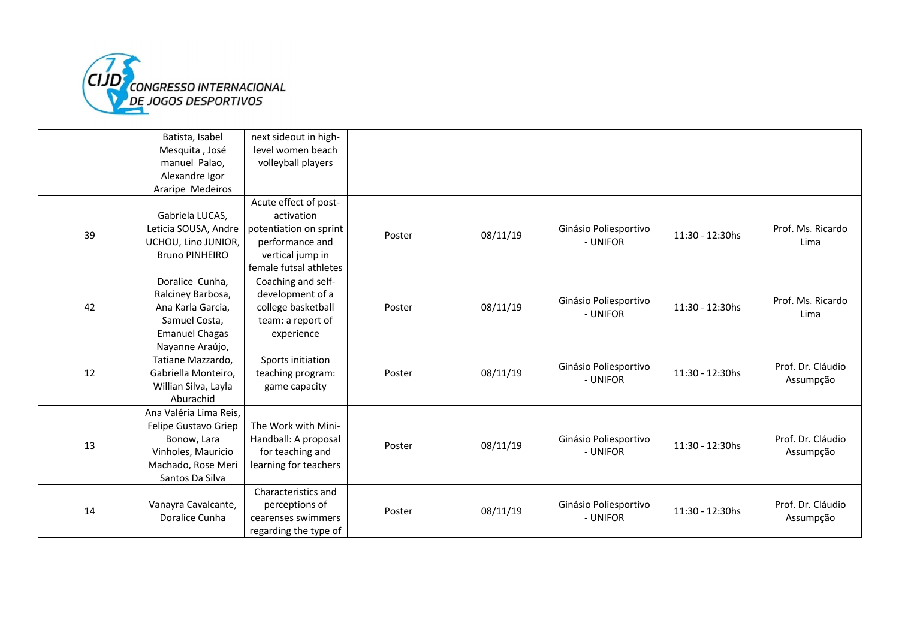|  |  |  |  |  |  |  |  |
|---|---|---|---|---|---|---|---|
|  | Batista, Isabel Mesquita , José manuel Palao, Alexandre Igor Araripe Medeiros | next sideout in high-level women beach volleyball players |  |  |  |  |  |
| 39 | Gabriela LUCAS, Leticia SOUSA, Andre UCHOU, Lino JUNIOR, Bruno PINHEIRO | Acute effect of post-activation potentiation on sprint performance and vertical jump in female futsal athletes | Poster | 08/11/19 | Ginásio Poliesportivo - UNIFOR | 11:30 - 12:30hs | Prof. Ms. Ricardo Lima |
| 42 | Doralice Cunha, Ralciney Barbosa, Ana Karla Garcia, Samuel Costa, Emanuel Chagas | Coaching and self-development of a college basketball team: a report of experience | Poster | 08/11/19 | Ginásio Poliesportivo - UNIFOR | 11:30 - 12:30hs | Prof. Ms. Ricardo Lima |
| 12 | Nayanne Araújo, Tatiane Mazzardo, Gabriella Monteiro, Willian Silva, Layla Aburachid | Sports initiation teaching program: game capacity | Poster | 08/11/19 | Ginásio Poliesportivo - UNIFOR | 11:30 - 12:30hs | Prof. Dr. Cláudio Assumpção |
| 13 | Ana Valéria Lima Reis, Felipe Gustavo Griep Bonow, Lara Vinholes, Mauricio Machado, Rose Meri Santos Da Silva | The Work with Mini-Handball: A proposal for teaching and learning for teachers | Poster | 08/11/19 | Ginásio Poliesportivo - UNIFOR | 11:30 - 12:30hs | Prof. Dr. Cláudio Assumpção |
| 14 | Vanayra Cavalcante, Doralice Cunha | Characteristics and perceptions of cearenses swimmers regarding the type of | Poster | 08/11/19 | Ginásio Poliesportivo - UNIFOR | 11:30 - 12:30hs | Prof. Dr. Cláudio Assumpção |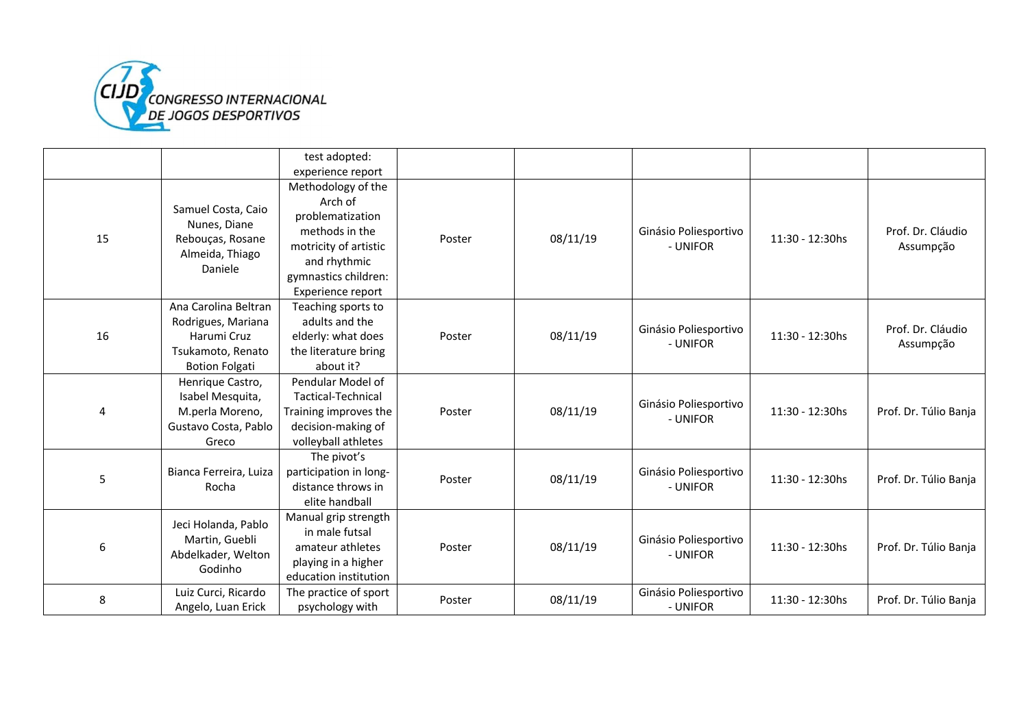| | | | | | | | |
|---|---|---|---|---|---|---|---|
| | | test adopted: experience report | | | | | |
| 15 | Samuel Costa, Caio Nunes, Diane Rebouças, Rosane Almeida, Thiago Daniele | Methodology of the Arch of problematization methods in the motricity of artistic and rhythmic gymnastics children: Experience report | Poster | 08/11/19 | Ginásio Poliesportivo - UNIFOR | 11:30 - 12:30hs | Prof. Dr. Cláudio Assumpção |
| 16 | Ana Carolina Beltran Rodrigues, Mariana Harumi Cruz Tsukamoto, Renato Botion Folgati | Teaching sports to adults and the elderly: what does the literature bring about it? | Poster | 08/11/19 | Ginásio Poliesportivo - UNIFOR | 11:30 - 12:30hs | Prof. Dr. Cláudio Assumpção |
| 4 | Henrique Castro, Isabel Mesquita, M.perla Moreno, Gustavo Costa, Pablo Greco | Pendular Model of Tactical-Technical Training improves the decision-making of volleyball athletes | Poster | 08/11/19 | Ginásio Poliesportivo - UNIFOR | 11:30 - 12:30hs | Prof. Dr. Túlio Banja |
| 5 | Bianca Ferreira, Luiza Rocha | The pivot's participation in long-distance throws in elite handball | Poster | 08/11/19 | Ginásio Poliesportivo - UNIFOR | 11:30 - 12:30hs | Prof. Dr. Túlio Banja |
| 6 | Jeci Holanda, Pablo Martin, Guebli Abdelkader, Welton Godinho | Manual grip strength in male futsal amateur athletes playing in a higher education institution | Poster | 08/11/19 | Ginásio Poliesportivo - UNIFOR | 11:30 - 12:30hs | Prof. Dr. Túlio Banja |
| 8 | Luiz Curci, Ricardo Angelo, Luan Erick | The practice of sport psychology with | Poster | 08/11/19 | Ginásio Poliesportivo - UNIFOR | 11:30 - 12:30hs | Prof. Dr. Túlio Banja |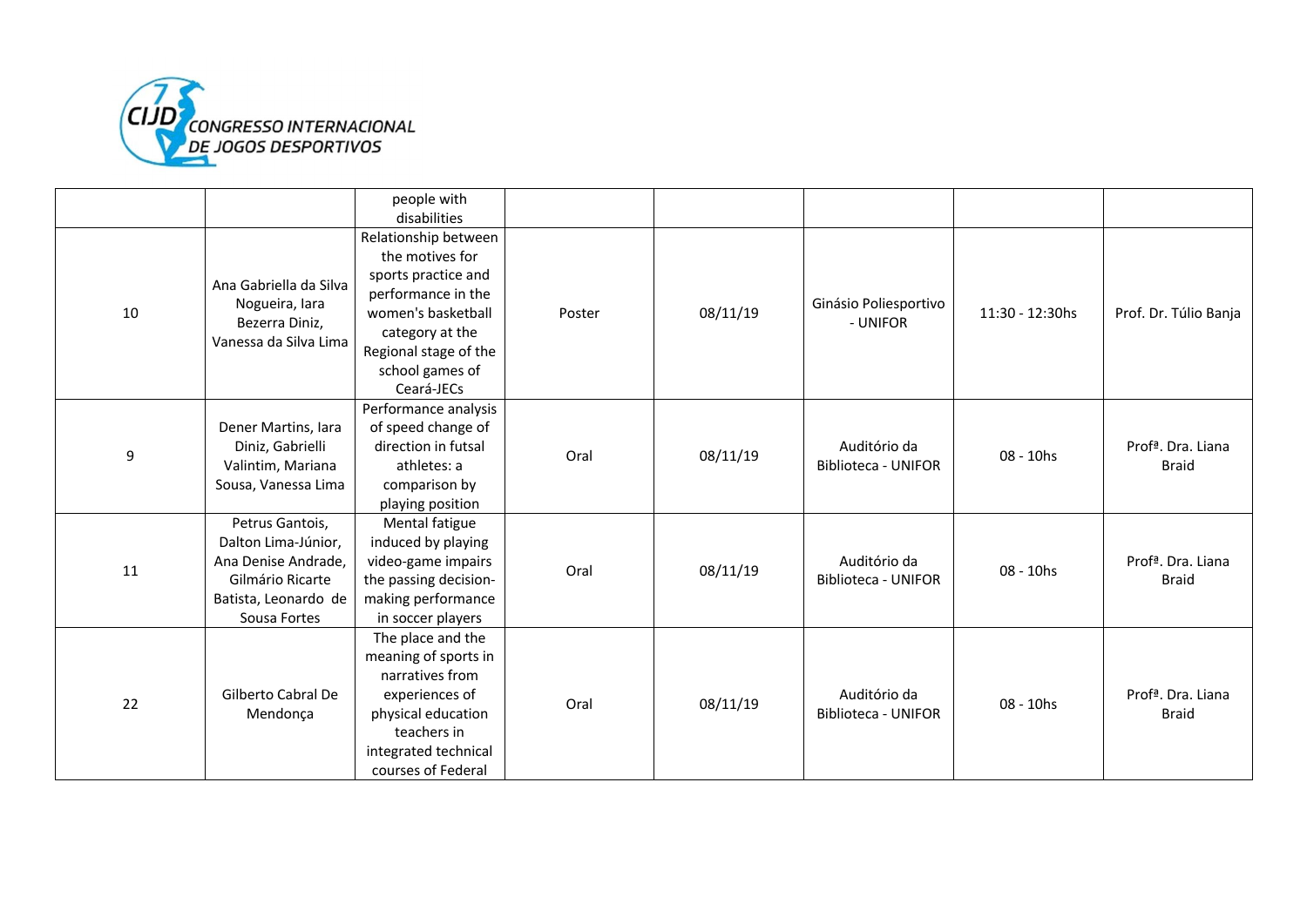| | | | | | | | |
|---|---|---|---|---|---|---|---|
| | | people with disabilities | | | | | |
| 10 | Ana Gabriella da Silva Nogueira, Iara Bezerra Diniz, Vanessa da Silva Lima | Relationship between the motives for sports practice and performance in the women's basketball category at the Regional stage of the school games of Ceará-JECs | Poster | 08/11/19 | Ginásio Poliesportivo - UNIFOR | 11:30 - 12:30hs | Prof. Dr. Túlio Banja |
| 9 | Dener Martins, Iara Diniz, Gabrielli Valintim, Mariana Sousa, Vanessa Lima | Performance analysis of speed change of direction in futsal athletes: a comparison by playing position | Oral | 08/11/19 | Auditório da Biblioteca - UNIFOR | 08 - 10hs | Profª. Dra. Liana Braid |
| 11 | Petrus Gantois, Dalton Lima-Júnior, Ana Denise Andrade, Gilmário Ricarte Batista, Leonardo de Sousa Fortes | Mental fatigue induced by playing video-game impairs the passing decision-making performance in soccer players | Oral | 08/11/19 | Auditório da Biblioteca - UNIFOR | 08 - 10hs | Profª. Dra. Liana Braid |
| 22 | Gilberto Cabral De Mendonça | The place and the meaning of sports in narratives from experiences of physical education teachers in integrated technical courses of Federal | Oral | 08/11/19 | Auditório da Biblioteca - UNIFOR | 08 - 10hs | Profª. Dra. Liana Braid |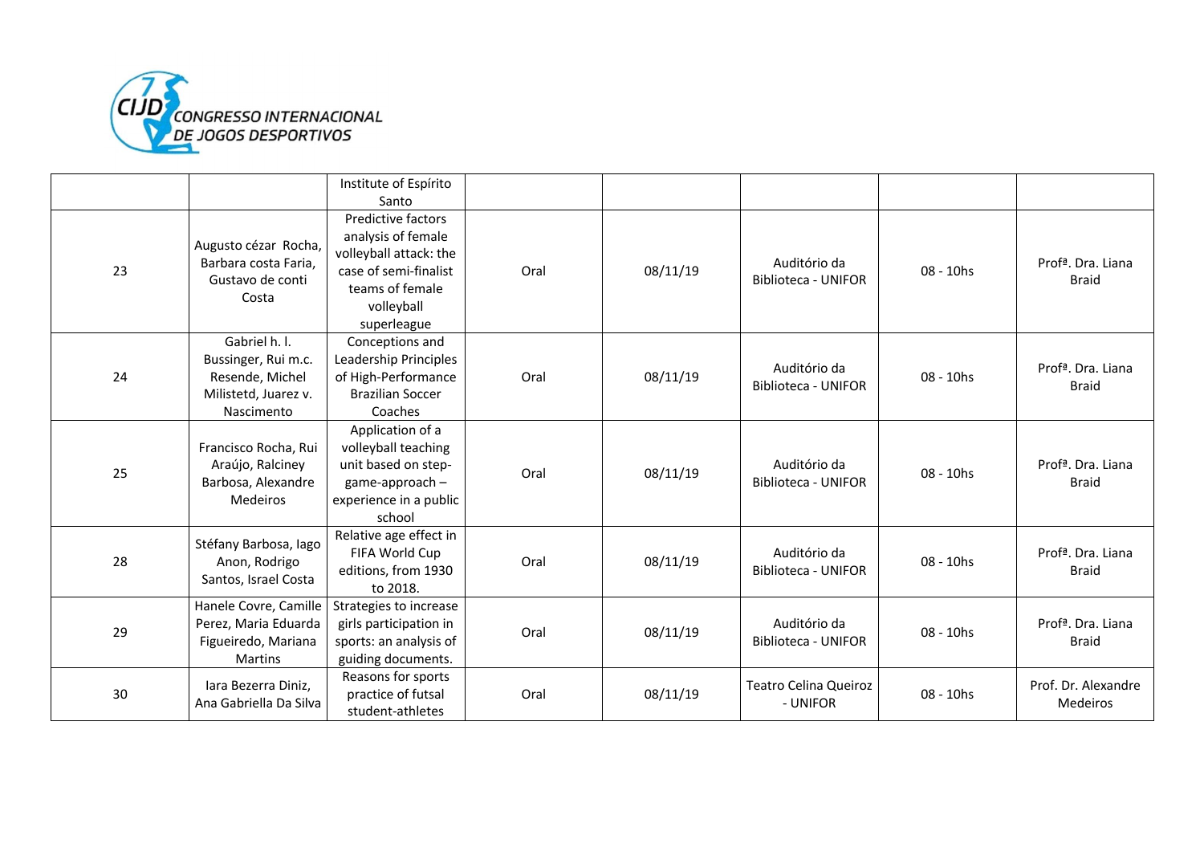| | | Institute of Espírito Santo | | | | | |
|---|---|---|---|---|---|---|---|
| 23 | Augusto cézar Rocha, Barbara costa Faria, Gustavo de conti Costa | Predictive factors analysis of female volleyball attack: the case of semi-finalist teams of female volleyball superleague | Oral | 08/11/19 | Auditório da Biblioteca - UNIFOR | 08 - 10hs | Profª. Dra. Liana Braid |
| 24 | Gabriel h. l. Bussinger, Rui m.c. Resende, Michel Milistetd, Juarez v. Nascimento | Conceptions and Leadership Principles of High-Performance Brazilian Soccer Coaches | Oral | 08/11/19 | Auditório da Biblioteca - UNIFOR | 08 - 10hs | Profª. Dra. Liana Braid |
| 25 | Francisco Rocha, Rui Araújo, Ralciney Barbosa, Alexandre Medeiros | Application of a volleyball teaching unit based on step-game-approach – experience in a public school | Oral | 08/11/19 | Auditório da Biblioteca - UNIFOR | 08 - 10hs | Profª. Dra. Liana Braid |
| 28 | Stéfany Barbosa, Iago Anon, Rodrigo Santos, Israel Costa | Relative age effect in FIFA World Cup editions, from 1930 to 2018. | Oral | 08/11/19 | Auditório da Biblioteca - UNIFOR | 08 - 10hs | Profª. Dra. Liana Braid |
| 29 | Hanele Covre, Camille Perez, Maria Eduarda Figueiredo, Mariana Martins | Strategies to increase girls participation in sports: an analysis of guiding documents. | Oral | 08/11/19 | Auditório da Biblioteca - UNIFOR | 08 - 10hs | Profª. Dra. Liana Braid |
| 30 | Iara Bezerra Diniz, Ana Gabriella Da Silva | Reasons for sports practice of futsal student-athletes | Oral | 08/11/19 | Teatro Celina Queiroz - UNIFOR | 08 - 10hs | Prof. Dr. Alexandre Medeiros |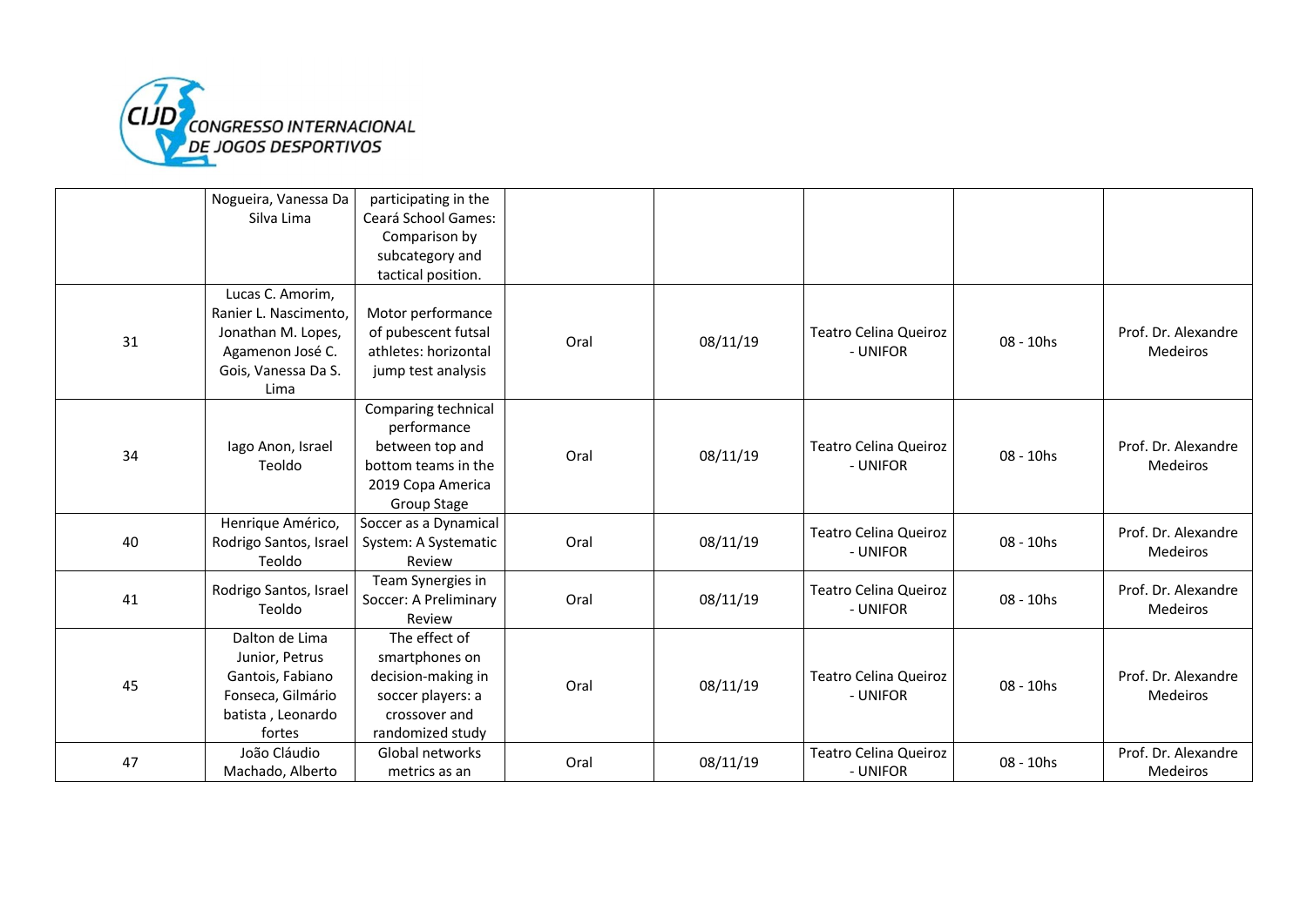|  | Nogueira, Vanessa Da Silva Lima | participating in the Ceará School Games: Comparison by subcategory and tactical position. |  |  |  |  |  |
|---|---|---|---|---|---|---|---|
| 31 | Lucas C. Amorim, Ranier L. Nascimento, Jonathan M. Lopes, Agamenon José C. Gois, Vanessa Da S. Lima | Motor performance of pubescent futsal athletes: horizontal jump test analysis | Oral | 08/11/19 | Teatro Celina Queiroz - UNIFOR | 08 - 10hs | Prof. Dr. Alexandre Medeiros |
| 34 | Iago Anon, Israel Teoldo | Comparing technical performance between top and bottom teams in the 2019 Copa America Group Stage | Oral | 08/11/19 | Teatro Celina Queiroz - UNIFOR | 08 - 10hs | Prof. Dr. Alexandre Medeiros |
| 40 | Henrique Américo, Rodrigo Santos, Israel Teoldo | Soccer as a Dynamical System: A Systematic Review | Oral | 08/11/19 | Teatro Celina Queiroz - UNIFOR | 08 - 10hs | Prof. Dr. Alexandre Medeiros |
| 41 | Rodrigo Santos, Israel Teoldo | Team Synergies in Soccer: A Preliminary Review | Oral | 08/11/19 | Teatro Celina Queiroz - UNIFOR | 08 - 10hs | Prof. Dr. Alexandre Medeiros |
| 45 | Dalton de Lima Junior, Petrus Gantois, Fabiano Fonseca, Gilmário batista , Leonardo fortes | The effect of smartphones on decision-making in soccer players: a crossover and randomized study | Oral | 08/11/19 | Teatro Celina Queiroz - UNIFOR | 08 - 10hs | Prof. Dr. Alexandre Medeiros |
| 47 | João Cláudio Machado, Alberto | Global networks metrics as an | Oral | 08/11/19 | Teatro Celina Queiroz - UNIFOR | 08 - 10hs | Prof. Dr. Alexandre Medeiros |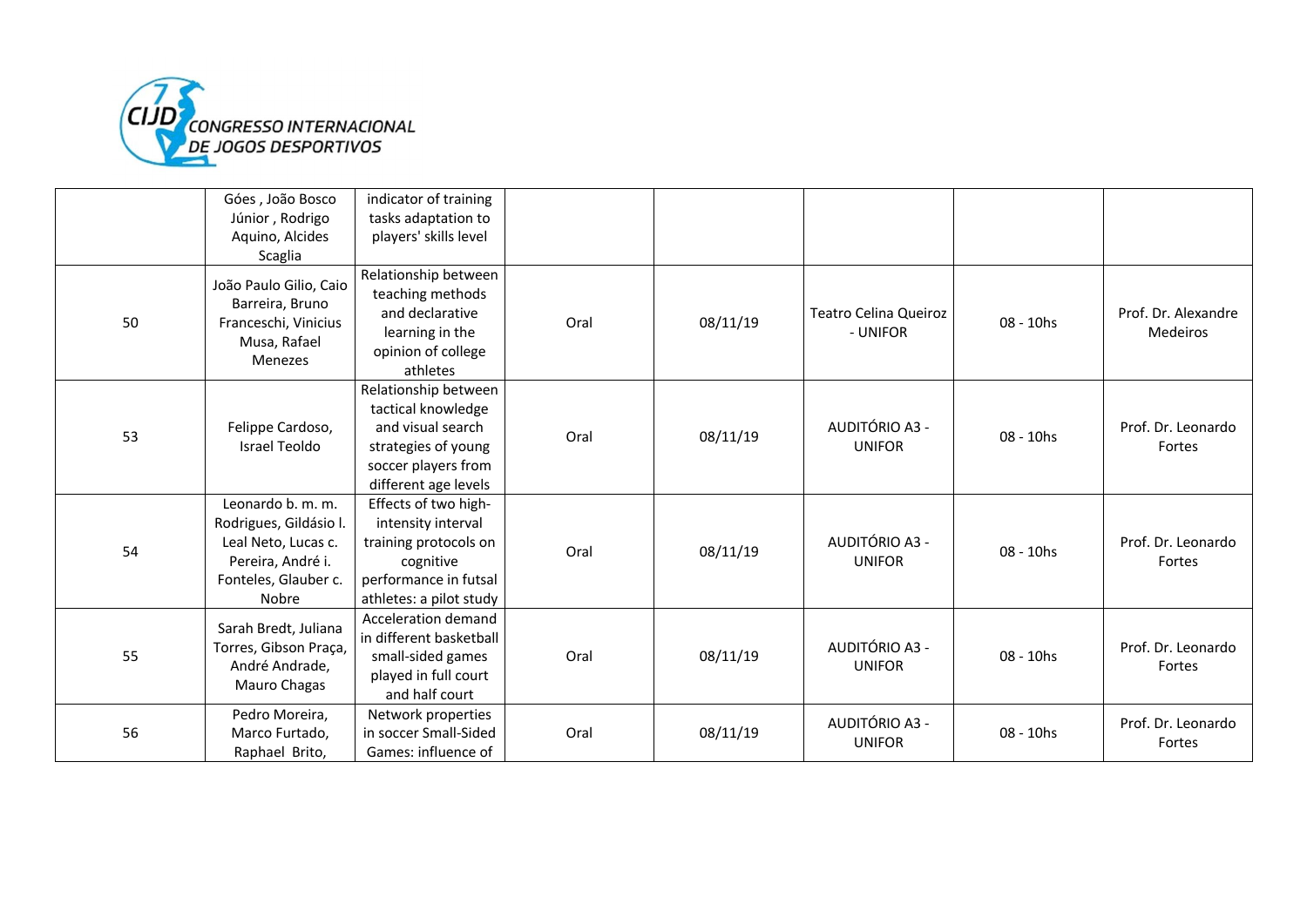| | | | | | | | |
|---|---|---|---|---|---|---|---|
| | Góes , João Bosco Júnior , Rodrigo Aquino, Alcides Scaglia | indicator of training tasks adaptation to players' skills level | | | | | |
| 50 | João Paulo Gilio, Caio Barreira, Bruno Franceschi, Vinicius Musa, Rafael Menezes | Relationship between teaching methods and declarative learning in the opinion of college athletes | Oral | 08/11/19 | Teatro Celina Queiroz - UNIFOR | 08 - 10hs | Prof. Dr. Alexandre Medeiros |
| 53 | Felippe Cardoso, Israel Teoldo | Relationship between tactical knowledge and visual search strategies of young soccer players from different age levels | Oral | 08/11/19 | AUDITÓRIO A3 - UNIFOR | 08 - 10hs | Prof. Dr. Leonardo Fortes |
| 54 | Leonardo b. m. m. Rodrigues, Gildásio l. Leal Neto, Lucas c. Pereira, André i. Fonteles, Glauber c. Nobre | Effects of two high-intensity interval training protocols on cognitive performance in futsal athletes: a pilot study | Oral | 08/11/19 | AUDITÓRIO A3 - UNIFOR | 08 - 10hs | Prof. Dr. Leonardo Fortes |
| 55 | Sarah Bredt, Juliana Torres, Gibson Praça, André Andrade, Mauro Chagas | Acceleration demand in different basketball small-sided games played in full court and half court | Oral | 08/11/19 | AUDITÓRIO A3 - UNIFOR | 08 - 10hs | Prof. Dr. Leonardo Fortes |
| 56 | Pedro Moreira, Marco Furtado, Raphael Brito, | Network properties in soccer Small-Sided Games: influence of | Oral | 08/11/19 | AUDITÓRIO A3 - UNIFOR | 08 - 10hs | Prof. Dr. Leonardo Fortes |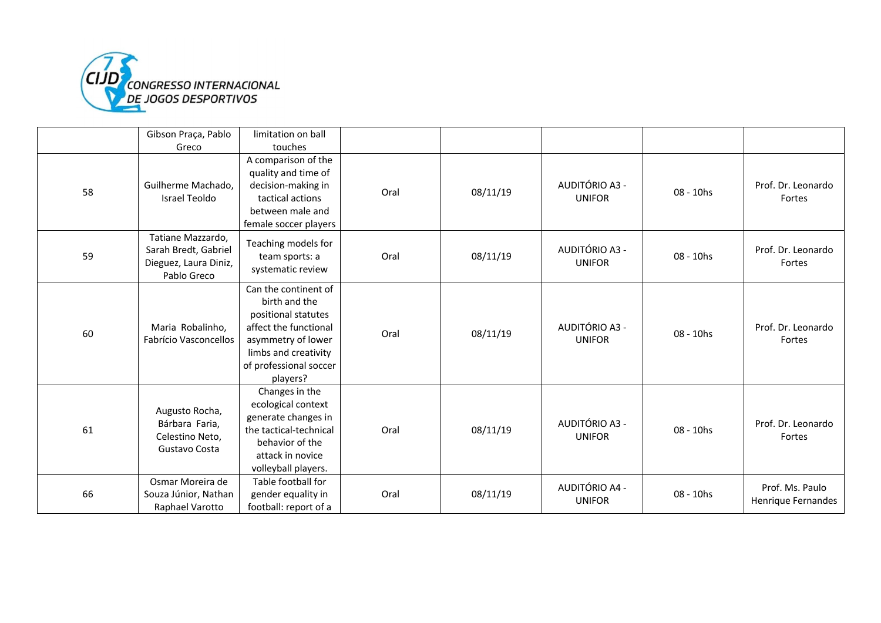| | | | | | | | |
|---|---|---|---|---|---|---|---|
| | Gibson Praça, Pablo Greco | limitation on ball touches | | | | | |
| 58 | Guilherme Machado, Israel Teoldo | A comparison of the quality and time of decision-making in tactical actions between male and female soccer players | Oral | 08/11/19 | AUDITÓRIO A3 - UNIFOR | 08 - 10hs | Prof. Dr. Leonardo Fortes |
| 59 | Tatiane Mazzardo, Sarah Bredt, Gabriel Dieguez, Laura Diniz, Pablo Greco | Teaching models for team sports: a systematic review | Oral | 08/11/19 | AUDITÓRIO A3 - UNIFOR | 08 - 10hs | Prof. Dr. Leonardo Fortes |
| 60 | Maria Robalinho, Fabrício Vasconcellos | Can the continent of birth and the positional statutes affect the functional asymmetry of lower limbs and creativity of professional soccer players? | Oral | 08/11/19 | AUDITÓRIO A3 - UNIFOR | 08 - 10hs | Prof. Dr. Leonardo Fortes |
| 61 | Augusto Rocha, Bárbara Faria, Celestino Neto, Gustavo Costa | Changes in the ecological context generate changes in the tactical-technical behavior of the attack in novice volleyball players. | Oral | 08/11/19 | AUDITÓRIO A3 - UNIFOR | 08 - 10hs | Prof. Dr. Leonardo Fortes |
| 66 | Osmar Moreira de Souza Júnior, Nathan Raphael Varotto | Table football for gender equality in football: report of a | Oral | 08/11/19 | AUDITÓRIO A4 - UNIFOR | 08 - 10hs | Prof. Ms. Paulo Henrique Fernandes |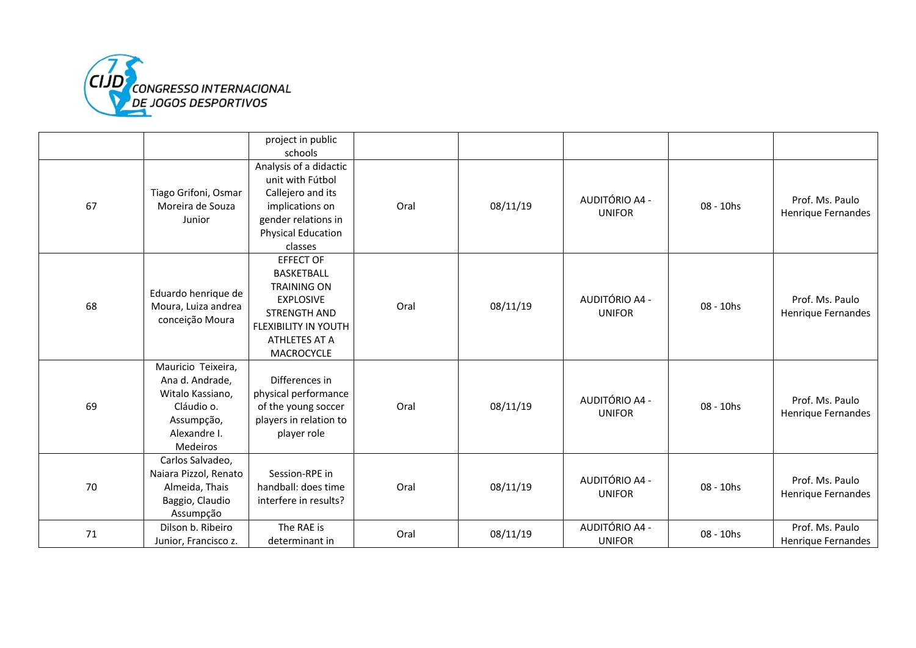|  |  | project in public schools |  |  |  |  |  |
|---|---|---|---|---|---|---|---|
| 67 | Tiago Grifoni, Osmar Moreira de Souza Junior | Analysis of a didactic unit with Fútbol Callejero and its implications on gender relations in Physical Education classes | Oral | 08/11/19 | AUDITÓRIO A4 - UNIFOR | 08 - 10hs | Prof. Ms. Paulo Henrique Fernandes |
| 68 | Eduardo henrique de Moura, Luiza andrea conceição Moura | EFFECT OF BASKETBALL TRAINING ON EXPLOSIVE STRENGTH AND FLEXIBILITY IN YOUTH ATHLETES AT A MACROCYCLE | Oral | 08/11/19 | AUDITÓRIO A4 - UNIFOR | 08 - 10hs | Prof. Ms. Paulo Henrique Fernandes |
| 69 | Mauricio Teixeira, Ana d. Andrade, Witalo Kassiano, Cláudio o. Assumpção, Alexandre I. Medeiros | Differences in physical performance of the young soccer players in relation to player role | Oral | 08/11/19 | AUDITÓRIO A4 - UNIFOR | 08 - 10hs | Prof. Ms. Paulo Henrique Fernandes |
| 70 | Carlos Salvadeo, Naiara Pizzol, Renato Almeida, Thais Baggio, Claudio Assumpção | Session-RPE in handball: does time interfere in results? | Oral | 08/11/19 | AUDITÓRIO A4 - UNIFOR | 08 - 10hs | Prof. Ms. Paulo Henrique Fernandes |
| 71 | Dilson b. Ribeiro Junior, Francisco z. | The RAE is determinant in | Oral | 08/11/19 | AUDITÓRIO A4 - UNIFOR | 08 - 10hs | Prof. Ms. Paulo Henrique Fernandes |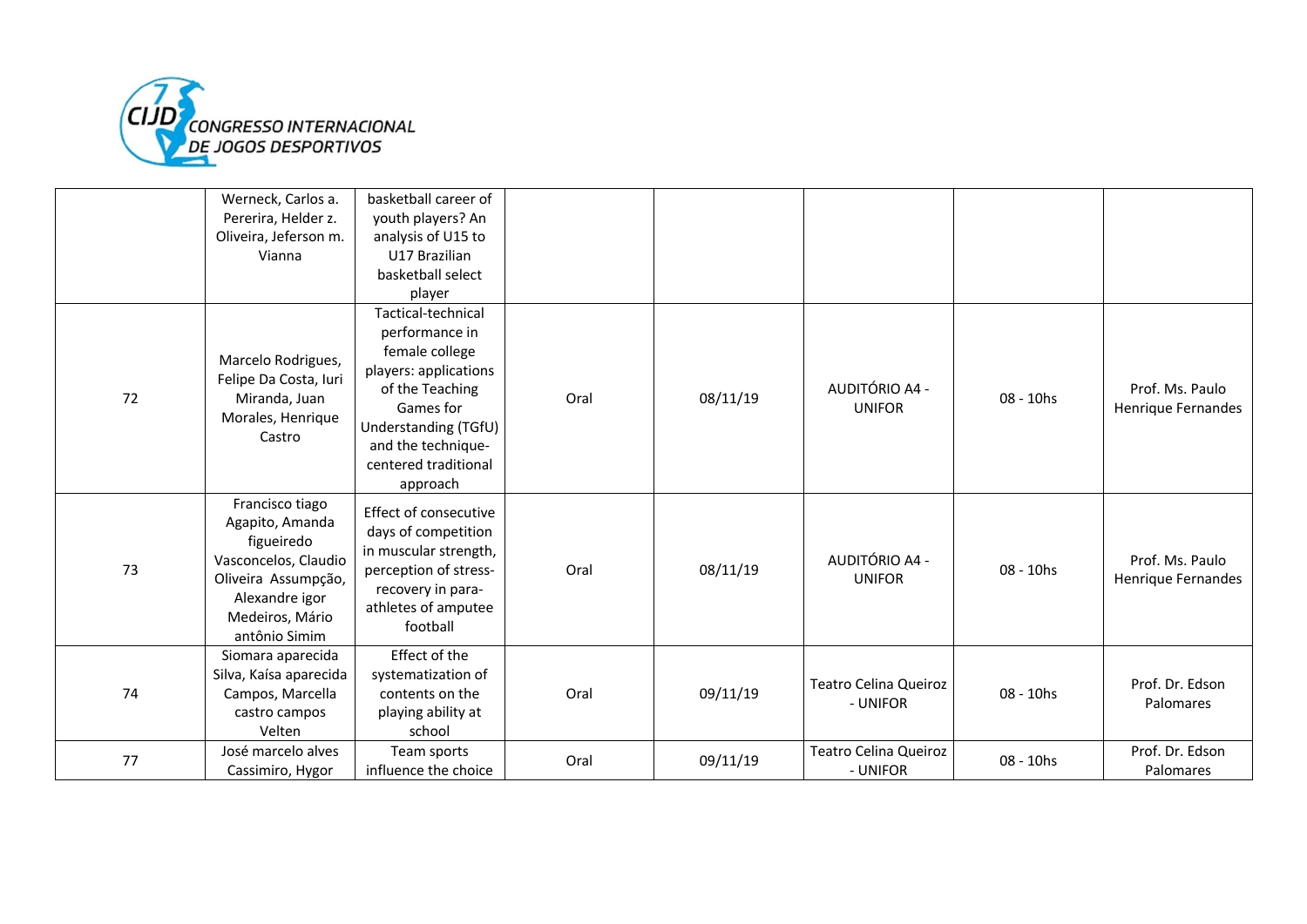|  |  |  |  |  |  |  |  |
|---|---|---|---|---|---|---|---|
|  | Werneck, Carlos a. Pererira, Helder z. Oliveira, Jeferson m. Vianna | basketball career of youth players? An analysis of U15 to U17 Brazilian basketball select player |  |  |  |  |  |
| 72 | Marcelo Rodrigues, Felipe Da Costa, Iuri Miranda, Juan Morales, Henrique Castro | Tactical-technical performance in female college players: applications of the Teaching Games for Understanding (TGfU) and the technique-centered traditional approach | Oral | 08/11/19 | AUDITÓRIO A4 - UNIFOR | 08 - 10hs | Prof. Ms. Paulo Henrique Fernandes |
| 73 | Francisco tiago Agapito, Amanda figueiredo Vasconcelos, Claudio Oliveira Assumpção, Alexandre igor Medeiros, Mário antônio Simim | Effect of consecutive days of competition in muscular strength, perception of stress-recovery in para-athletes of amputee football | Oral | 08/11/19 | AUDITÓRIO A4 - UNIFOR | 08 - 10hs | Prof. Ms. Paulo Henrique Fernandes |
| 74 | Siomara aparecida Silva, Kaísa aparecida Campos, Marcella castro campos Velten | Effect of the systematization of contents on the playing ability at school | Oral | 09/11/19 | Teatro Celina Queiroz - UNIFOR | 08 - 10hs | Prof. Dr. Edson Palomares |
| 77 | José marcelo alves Cassimiro, Hygor | Team sports influence the choice | Oral | 09/11/19 | Teatro Celina Queiroz - UNIFOR | 08 - 10hs | Prof. Dr. Edson Palomares |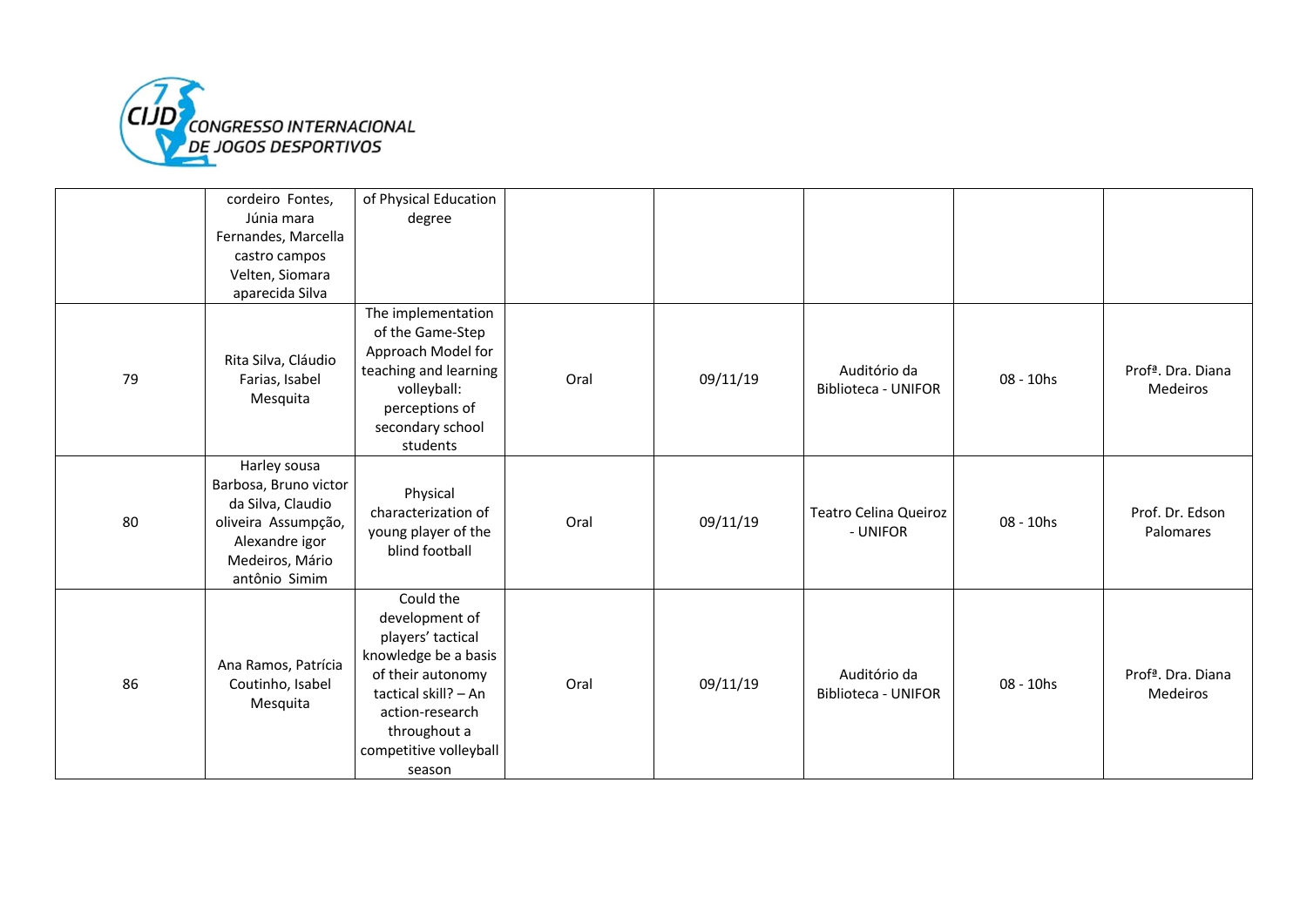| | | | | | | | |
|---|---|---|---|---|---|---|---|
| | cordeiro Fontes, Júnia mara Fernandes, Marcella castro campos Velten, Siomara aparecida Silva | of Physical Education degree | | | | | |
| 79 | Rita Silva, Cláudio Farias, Isabel Mesquita | The implementation of the Game-Step Approach Model for teaching and learning volleyball: perceptions of secondary school students | Oral | 09/11/19 | Auditório da Biblioteca - UNIFOR | 08 - 10hs | Profª. Dra. Diana Medeiros |
| 80 | Harley sousa Barbosa, Bruno victor da Silva, Claudio oliveira Assumpção, Alexandre igor Medeiros, Mário antônio Simim | Physical characterization of young player of the blind football | Oral | 09/11/19 | Teatro Celina Queiroz - UNIFOR | 08 - 10hs | Prof. Dr. Edson Palomares |
| 86 | Ana Ramos, Patrícia Coutinho, Isabel Mesquita | Could the development of players' tactical knowledge be a basis of their autonomy tactical skill? – An action-research throughout a competitive volleyball season | Oral | 09/11/19 | Auditório da Biblioteca - UNIFOR | 08 - 10hs | Profª. Dra. Diana Medeiros |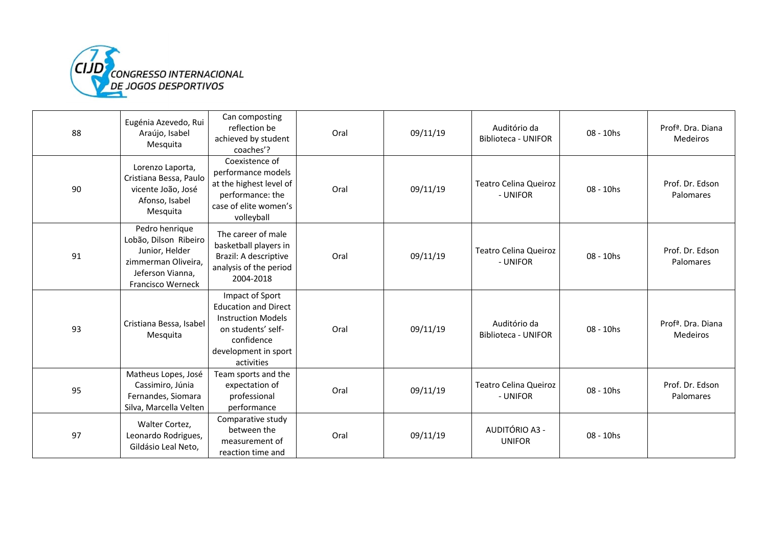| 88 | Eugénia Azevedo, Rui Araújo, Isabel Mesquita | Can composting reflection be achieved by student coaches'? | Oral | 09/11/19 | Auditório da Biblioteca - UNIFOR | 08 - 10hs | Profª. Dra. Diana Medeiros |
|---|---|---|---|---|---|---|---|
| 90 | Lorenzo Laporta, Cristiana Bessa, Paulo vicente João, José Afonso, Isabel Mesquita | Coexistence of performance models at the highest level of performance: the case of elite women's volleyball | Oral | 09/11/19 | Teatro Celina Queiroz - UNIFOR | 08 - 10hs | Prof. Dr. Edson Palomares |
| 91 | Pedro henrique Lobão, Dilson Ribeiro Junior, Helder zimmerman Oliveira, Jeferson Vianna, Francisco Werneck | The career of male basketball players in Brazil: A descriptive analysis of the period 2004-2018 | Oral | 09/11/19 | Teatro Celina Queiroz - UNIFOR | 08 - 10hs | Prof. Dr. Edson Palomares |
| 93 | Cristiana Bessa, Isabel Mesquita | Impact of Sport Education and Direct Instruction Models on students' self-confidence development in sport activities | Oral | 09/11/19 | Auditório da Biblioteca - UNIFOR | 08 - 10hs | Profª. Dra. Diana Medeiros |
| 95 | Matheus Lopes, José Cassimiro, Júnia Fernandes, Siomara Silva, Marcella Velten | Team sports and the expectation of professional performance | Oral | 09/11/19 | Teatro Celina Queiroz - UNIFOR | 08 - 10hs | Prof. Dr. Edson Palomares |
| 97 | Walter Cortez, Leonardo Rodrigues, Gildásio Leal Neto, | Comparative study between the measurement of reaction time and | Oral | 09/11/19 | AUDITÓRIO A3 - UNIFOR | 08 - 10hs | |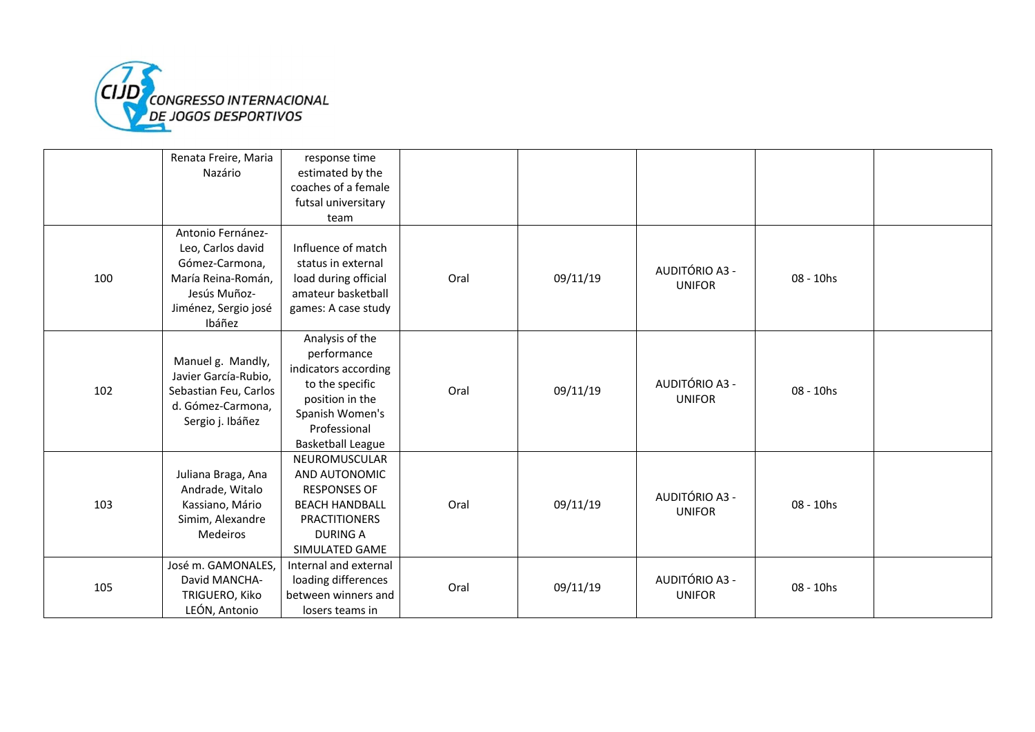| | | | | | | | |
|---|---|---|---|---|---|---|---|
| | Renata Freire, Maria Nazário | response time estimated by the coaches of a female futsal universitary team | | | | | |
| 100 | Antonio Fernánez-Leo, Carlos david Gómez-Carmona, María Reina-Román, Jesús Muñoz-Jiménez, Sergio josé Ibáñez | Influence of match status in external load during official amateur basketball games: A case study | Oral | 09/11/19 | AUDITÓRIO A3 - UNIFOR | 08 - 10hs | |
| 102 | Manuel g. Mandly, Javier García-Rubio, Sebastian Feu, Carlos d. Gómez-Carmona, Sergio j. Ibáñez | Analysis of the performance indicators according to the specific position in the Spanish Women's Professional Basketball League | Oral | 09/11/19 | AUDITÓRIO A3 - UNIFOR | 08 - 10hs | |
| 103 | Juliana Braga, Ana Andrade, Witalo Kassiano, Mário Simim, Alexandre Medeiros | NEUROMUSCULAR AND AUTONOMIC RESPONSES OF BEACH HANDBALL PRACTITIONERS DURING A SIMULATED GAME | Oral | 09/11/19 | AUDITÓRIO A3 - UNIFOR | 08 - 10hs | |
| 105 | José m. GAMONALES, David MANCHA-TRIGUERO, Kiko LEÓN, Antonio | Internal and external loading differences between winners and losers teams in | Oral | 09/11/19 | AUDITÓRIO A3 - UNIFOR | 08 - 10hs | |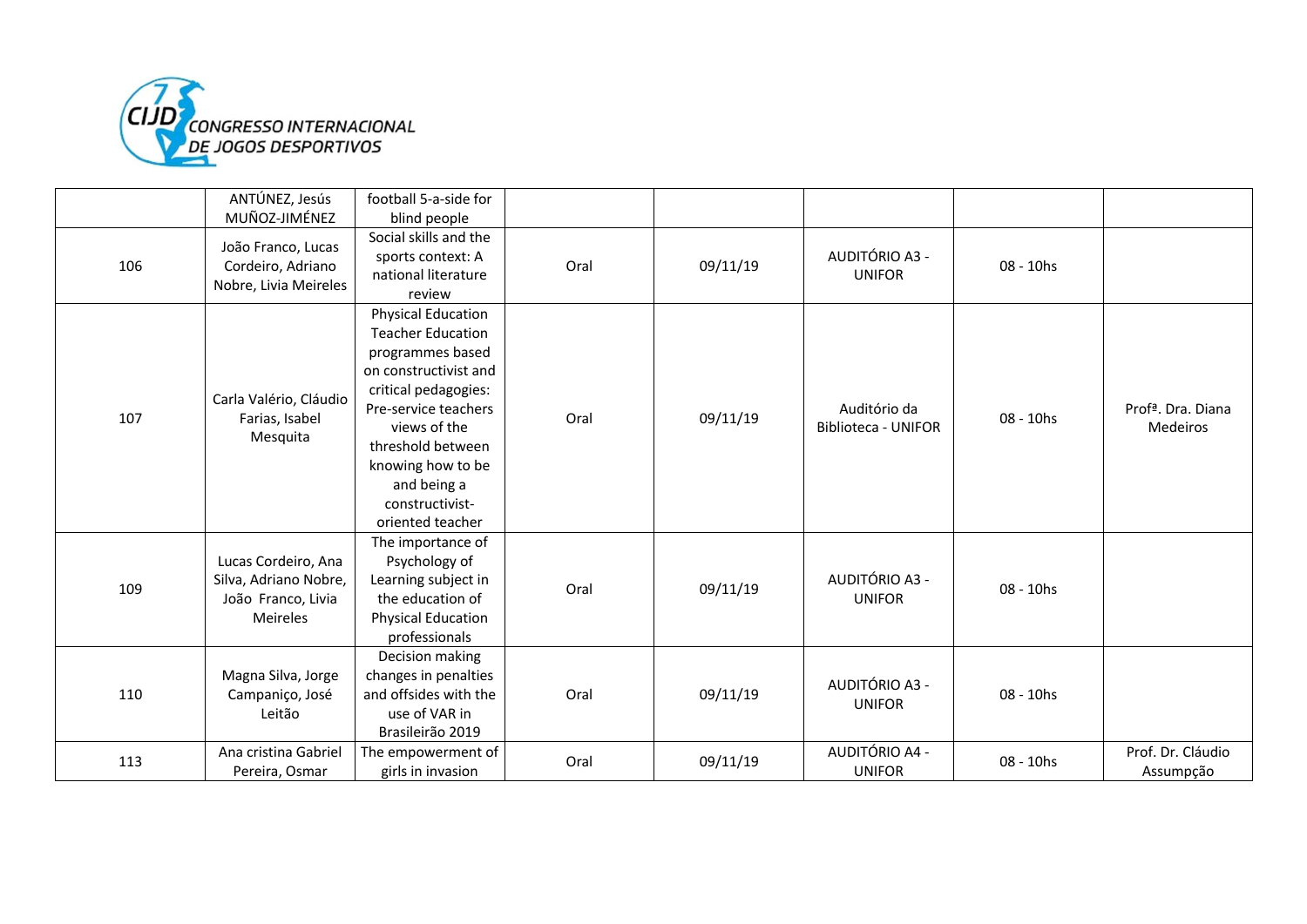| | ANTÚNEZ, Jesús MUÑOZ-JIMÉNEZ | football 5-a-side for blind people | | | | | |
|---|---|---|---|---|---|---|---|
| 106 | João Franco, Lucas Cordeiro, Adriano Nobre, Livia Meireles | Social skills and the sports context: A national literature review | Oral | 09/11/19 | AUDITÓRIO A3 - UNIFOR | 08 - 10hs | |
| 107 | Carla Valério, Cláudio Farias, Isabel Mesquita | Physical Education Teacher Education programmes based on constructivist and critical pedagogies: Pre-service teachers views of the threshold between knowing how to be and being a constructivist-oriented teacher | Oral | 09/11/19 | Auditório da Biblioteca - UNIFOR | 08 - 10hs | Profª. Dra. Diana Medeiros |
| 109 | Lucas Cordeiro, Ana Silva, Adriano Nobre, João Franco, Livia Meireles | The importance of Psychology of Learning subject in the education of Physical Education professionals | Oral | 09/11/19 | AUDITÓRIO A3 - UNIFOR | 08 - 10hs | |
| 110 | Magna Silva, Jorge Campaniço, José Leitão | Decision making changes in penalties and offsides with the use of VAR in Brasileirão 2019 | Oral | 09/11/19 | AUDITÓRIO A3 - UNIFOR | 08 - 10hs | |
| 113 | Ana cristina Gabriel Pereira, Osmar | The empowerment of girls in invasion | Oral | 09/11/19 | AUDITÓRIO A4 - UNIFOR | 08 - 10hs | Prof. Dr. Cláudio Assumpção |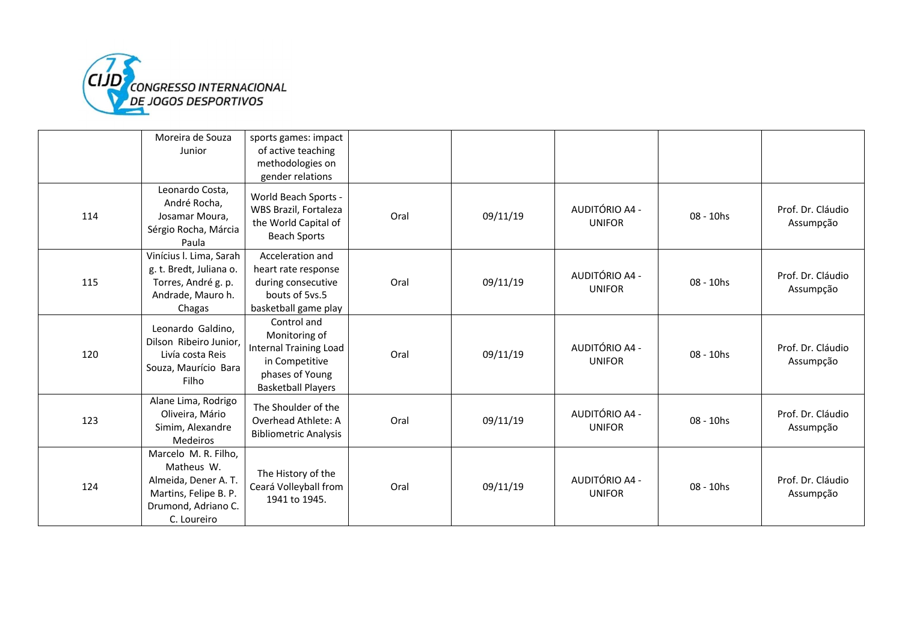| | | | | | | | |
|---|---|---|---|---|---|---|---|
| | Moreira de Souza Junior | sports games: impact of active teaching methodologies on gender relations | | | | | |
| 114 | Leonardo Costa, André Rocha, Josamar Moura, Sérgio Rocha, Márcia Paula | World Beach Sports - WBS Brazil, Fortaleza the World Capital of Beach Sports | Oral | 09/11/19 | AUDITÓRIO A4 - UNIFOR | 08 - 10hs | Prof. Dr. Cláudio Assumpção |
| 115 | Vinícius l. Lima, Sarah g. t. Bredt, Juliana o. Torres, André g. p. Andrade, Mauro h. Chagas | Acceleration and heart rate response during consecutive bouts of 5vs.5 basketball game play | Oral | 09/11/19 | AUDITÓRIO A4 - UNIFOR | 08 - 10hs | Prof. Dr. Cláudio Assumpção |
| 120 | Leonardo Galdino, Dilson Ribeiro Junior, Lívia costa Reis Souza, Maurício Bara Filho | Control and Monitoring of Internal Training Load in Competitive phases of Young Basketball Players | Oral | 09/11/19 | AUDITÓRIO A4 - UNIFOR | 08 - 10hs | Prof. Dr. Cláudio Assumpção |
| 123 | Alane Lima, Rodrigo Oliveira, Mário Simim, Alexandre Medeiros | The Shoulder of the Overhead Athlete: A Bibliometric Analysis | Oral | 09/11/19 | AUDITÓRIO A4 - UNIFOR | 08 - 10hs | Prof. Dr. Cláudio Assumpção |
| 124 | Marcelo M. R. Filho, Matheus W. Almeida, Dener A. T. Martins, Felipe B. P. Drumond, Adriano C. C. Loureiro | The History of the Ceará Volleyball from 1941 to 1945. | Oral | 09/11/19 | AUDITÓRIO A4 - UNIFOR | 08 - 10hs | Prof. Dr. Cláudio Assumpção |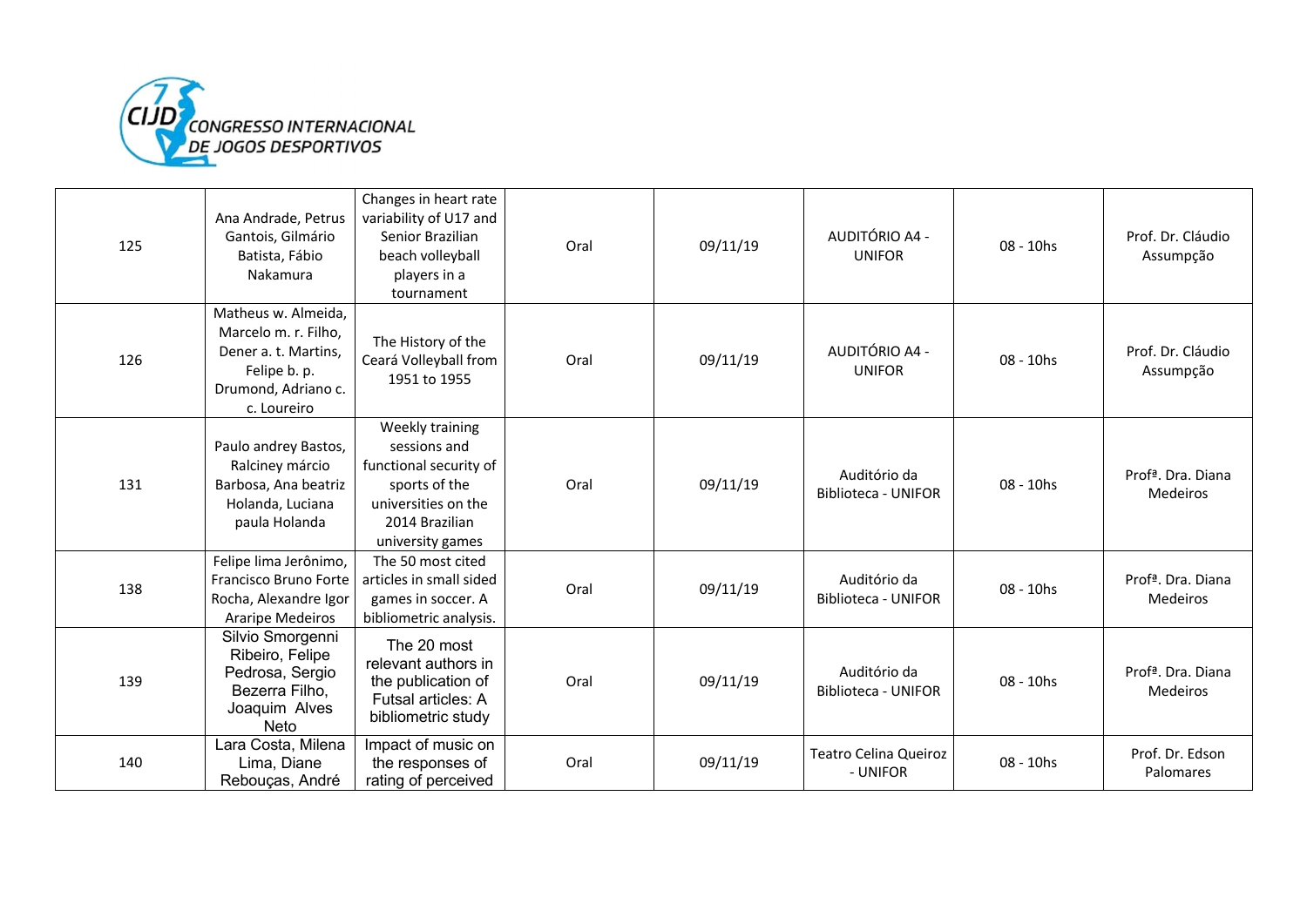| 125 | Ana Andrade, Petrus Gantois, Gilmário Batista, Fábio Nakamura | Changes in heart rate variability of U17 and Senior Brazilian beach volleyball players in a tournament | Oral | 09/11/19 | AUDITÓRIO A4 - UNIFOR | 08 - 10hs | Prof. Dr. Cláudio Assumpção |
|---|---|---|---|---|---|---|---|
| 126 | Matheus w. Almeida, Marcelo m. r. Filho, Dener a. t. Martins, Felipe b. p. Drumond, Adriano c. c. Loureiro | The History of the Ceará Volleyball from 1951 to 1955 | Oral | 09/11/19 | AUDITÓRIO A4 - UNIFOR | 08 - 10hs | Prof. Dr. Cláudio Assumpção |
| 131 | Paulo andrey Bastos, Ralciney márcio Barbosa, Ana beatriz Holanda, Luciana paula Holanda | Weekly training sessions and functional security of sports of the universities on the 2014 Brazilian university games | Oral | 09/11/19 | Auditório da Biblioteca - UNIFOR | 08 - 10hs | Profª. Dra. Diana Medeiros |
| 138 | Felipe lima Jerônimo, Francisco Bruno Forte Rocha, Alexandre Igor Araripe Medeiros | The 50 most cited articles in small sided games in soccer. A bibliometric analysis. | Oral | 09/11/19 | Auditório da Biblioteca - UNIFOR | 08 - 10hs | Profª. Dra. Diana Medeiros |
| 139 | Silvio Smorgenni Ribeiro, Felipe Pedrosa, Sergio Bezerra Filho, Joaquim Alves Neto | The 20 most relevant authors in the publication of Futsal articles: A bibliometric study | Oral | 09/11/19 | Auditório da Biblioteca - UNIFOR | 08 - 10hs | Profª. Dra. Diana Medeiros |
| 140 | Lara Costa, Milena Lima, Diane Rebouças, André | Impact of music on the responses of rating of perceived | Oral | 09/11/19 | Teatro Celina Queiroz - UNIFOR | 08 - 10hs | Prof. Dr. Edson Palomares |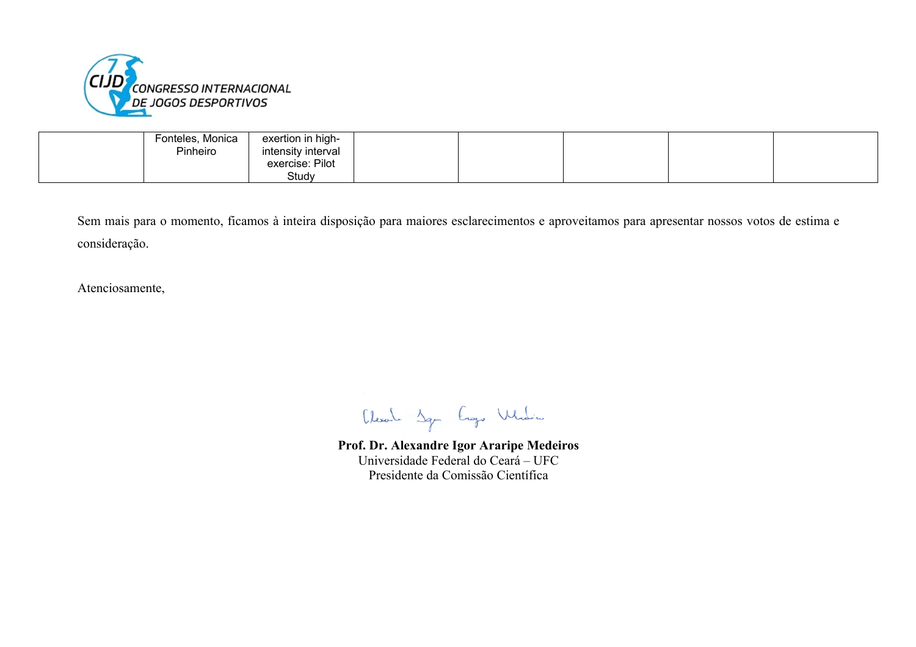| | | | | | | | |
|---|---|---|---|---|---|---|---|
| | Fonteles, Monica Pinheiro | exertion in high-intensity interval exercise: Pilot Study | | | | | |

Sem mais para o momento, ficamos à inteira disposição para maiores esclarecimentos e aproveitamos para apresentar nossos votos de estima e consideração.

Atenciosamente,

**Prof. Dr. Alexandre Igor Araripe Medeiros**
Universidade Federal do Ceará – UFC
Presidente da Comissão Científica